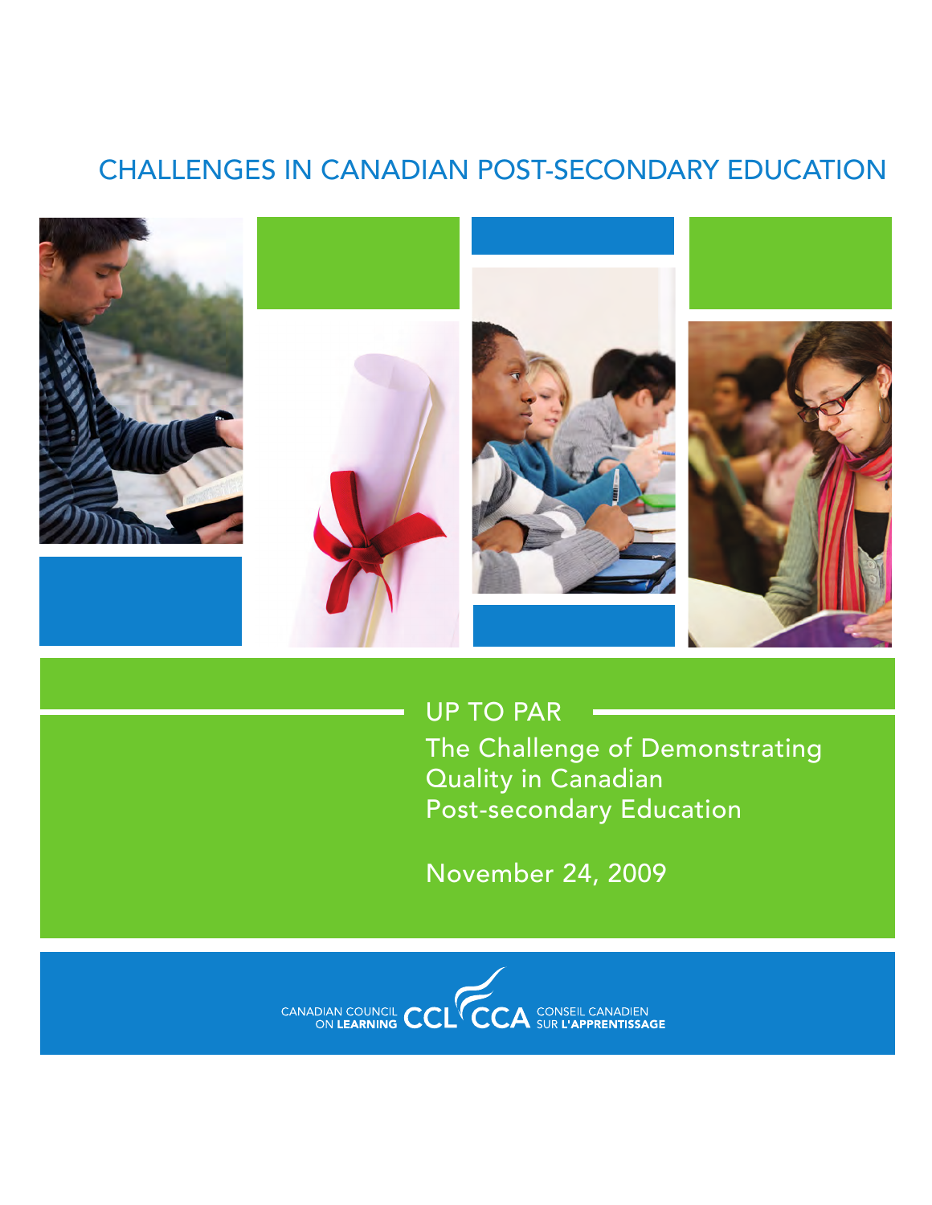CHALLENGES IN CANADIAN POST-SECONDARY EDUCATION

# UP TO PAR

## The Challenge of Demonstrating Quality in Canadian Post-secondary Education

November 24, 2009

CANADIAN COUNCIL ON LEARNING CCL CCA CONSEIL CANADIEN SUR L'APPRENTISSAGE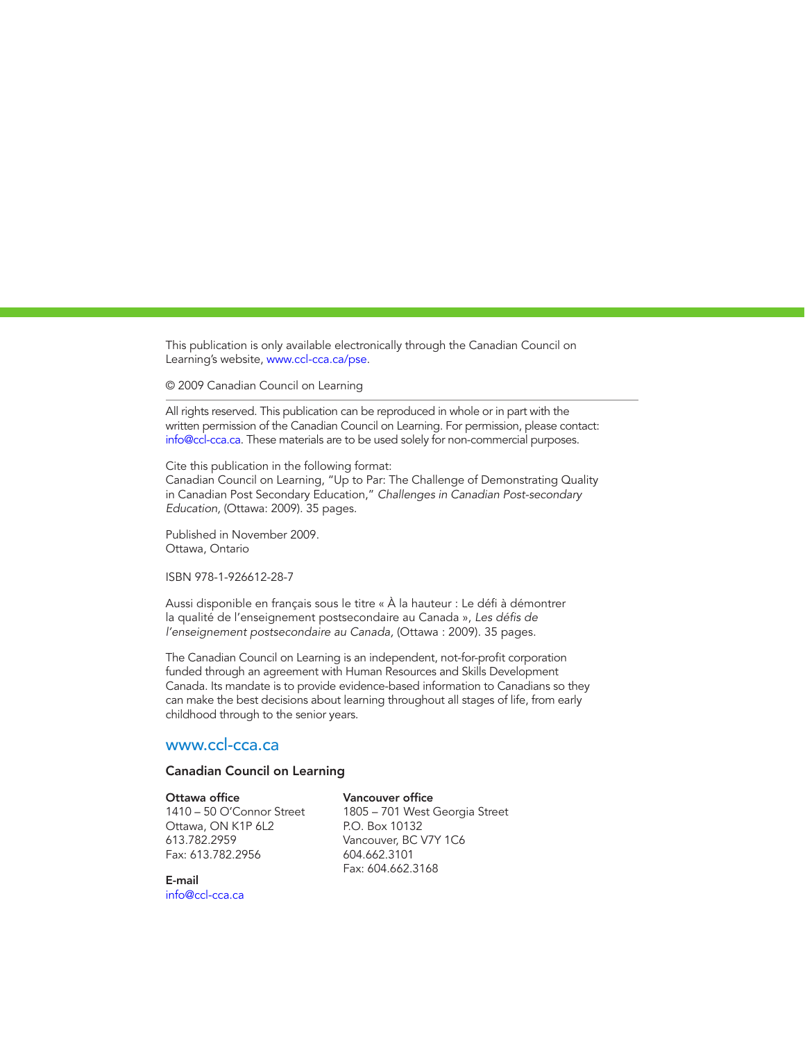This publication is only available electronically through the Canadian Council on Learning's website, www.ccl-cca.ca/pse.

© 2009 Canadian Council on Learning

---

All rights reserved. This publication can be reproduced in whole or in part with the written permission of the Canadian Council on Learning. For permission, please contact: info@ccl-cca.ca. These materials are to be used solely for non-commercial purposes.

Cite this publication in the following format:
Canadian Council on Learning, "Up to Par: The Challenge of Demonstrating Quality in Canadian Post Secondary Education," *Challenges in Canadian Post-secondary Education,* (Ottawa: 2009). 35 pages.

Published in November 2009.
Ottawa, Ontario

ISBN 978-1-926612-28-7

Aussi disponible en français sous le titre « À la hauteur : Le défi à démontrer la qualité de l'enseignement postsecondaire au Canada », *Les défis de l'enseignement postsecondaire au Canada,* (Ottawa : 2009). 35 pages.

The Canadian Council on Learning is an independent, not-for-profit corporation funded through an agreement with Human Resources and Skills Development Canada. Its mandate is to provide evidence-based information to Canadians so they can make the best decisions about learning throughout all stages of life, from early childhood through to the senior years.

## www.ccl-cca.ca

**Canadian Council on Learning**

**Ottawa office**
1410 – 50 O'Connor Street
Ottawa, ON K1P 6L2
613.782.2959
Fax: 613.782.2956

**Vancouver office**
1805 – 701 West Georgia Street
P.O. Box 10132
Vancouver, BC V7Y 1C6
604.662.3101
Fax: 604.662.3168

**E-mail**
info@ccl-cca.ca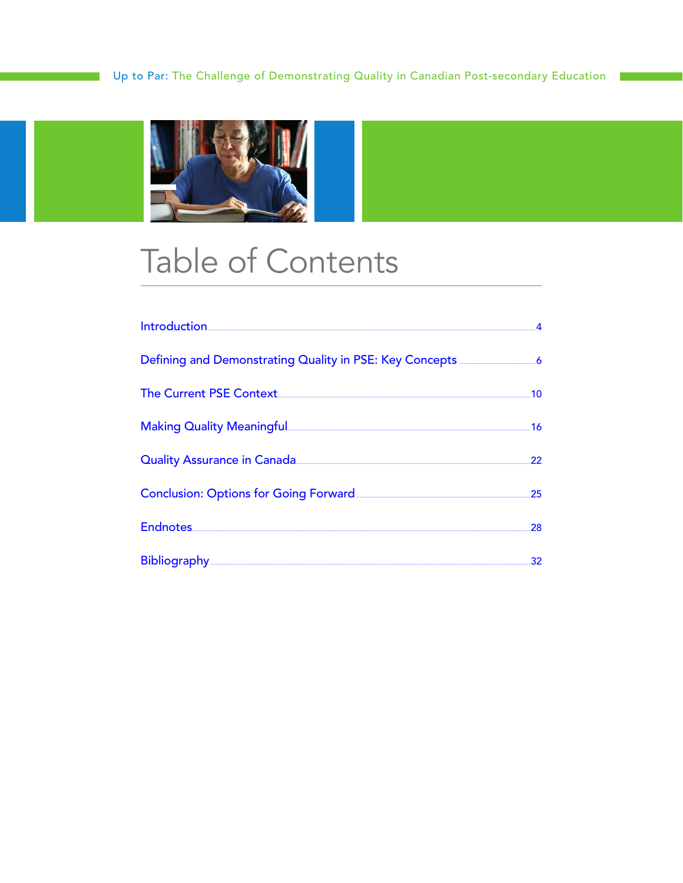# Table of Contents

Introduction .......... 4

Defining and Demonstrating Quality in PSE: Key Concepts .......... 6

The Current PSE Context .......... 10

Making Quality Meaningful .......... 16

Quality Assurance in Canada .......... 22

Conclusion: Options for Going Forward .......... 25

Endnotes .......... 28

Bibliography .......... 32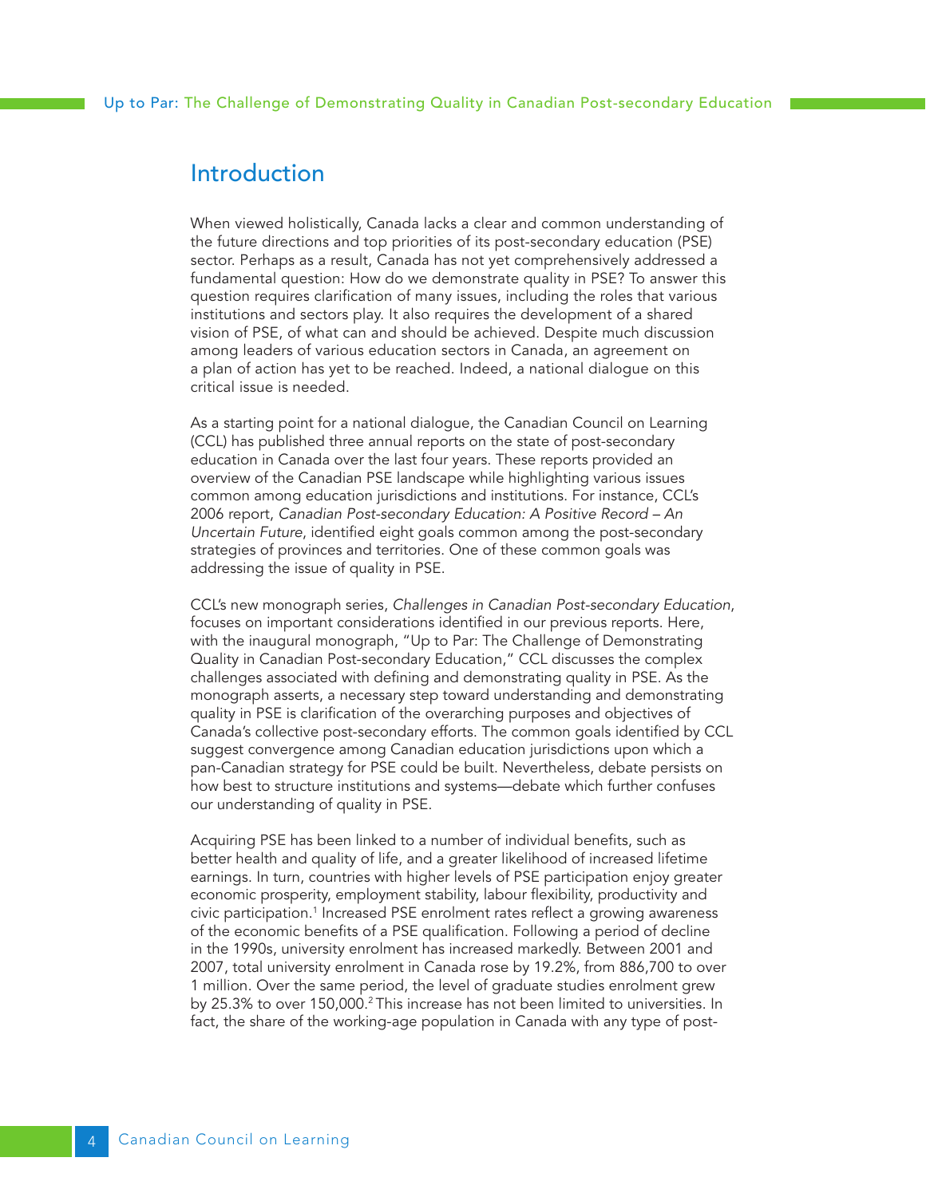## Introduction

When viewed holistically, Canada lacks a clear and common understanding of the future directions and top priorities of its post-secondary education (PSE) sector. Perhaps as a result, Canada has not yet comprehensively addressed a fundamental question: How do we demonstrate quality in PSE? To answer this question requires clarification of many issues, including the roles that various institutions and sectors play. It also requires the development of a shared vision of PSE, of what can and should be achieved. Despite much discussion among leaders of various education sectors in Canada, an agreement on a plan of action has yet to be reached. Indeed, a national dialogue on this critical issue is needed.

As a starting point for a national dialogue, the Canadian Council on Learning (CCL) has published three annual reports on the state of post-secondary education in Canada over the last four years. These reports provided an overview of the Canadian PSE landscape while highlighting various issues common among education jurisdictions and institutions. For instance, CCL's 2006 report, *Canadian Post-secondary Education: A Positive Record – An Uncertain Future*, identified eight goals common among the post-secondary strategies of provinces and territories. One of these common goals was addressing the issue of quality in PSE.

CCL's new monograph series, *Challenges in Canadian Post-secondary Education*, focuses on important considerations identified in our previous reports. Here, with the inaugural monograph, "Up to Par: The Challenge of Demonstrating Quality in Canadian Post-secondary Education," CCL discusses the complex challenges associated with defining and demonstrating quality in PSE. As the monograph asserts, a necessary step toward understanding and demonstrating quality in PSE is clarification of the overarching purposes and objectives of Canada's collective post-secondary efforts. The common goals identified by CCL suggest convergence among Canadian education jurisdictions upon which a pan-Canadian strategy for PSE could be built. Nevertheless, debate persists on how best to structure institutions and systems—debate which further confuses our understanding of quality in PSE.

Acquiring PSE has been linked to a number of individual benefits, such as better health and quality of life, and a greater likelihood of increased lifetime earnings. In turn, countries with higher levels of PSE participation enjoy greater economic prosperity, employment stability, labour flexibility, productivity and civic participation.[1] Increased PSE enrolment rates reflect a growing awareness of the economic benefits of a PSE qualification. Following a period of decline in the 1990s, university enrolment has increased markedly. Between 2001 and 2007, total university enrolment in Canada rose by 19.2%, from 886,700 to over 1 million. Over the same period, the level of graduate studies enrolment grew by 25.3% to over 150,000.[2] This increase has not been limited to universities. In fact, the share of the working-age population in Canada with any type of post-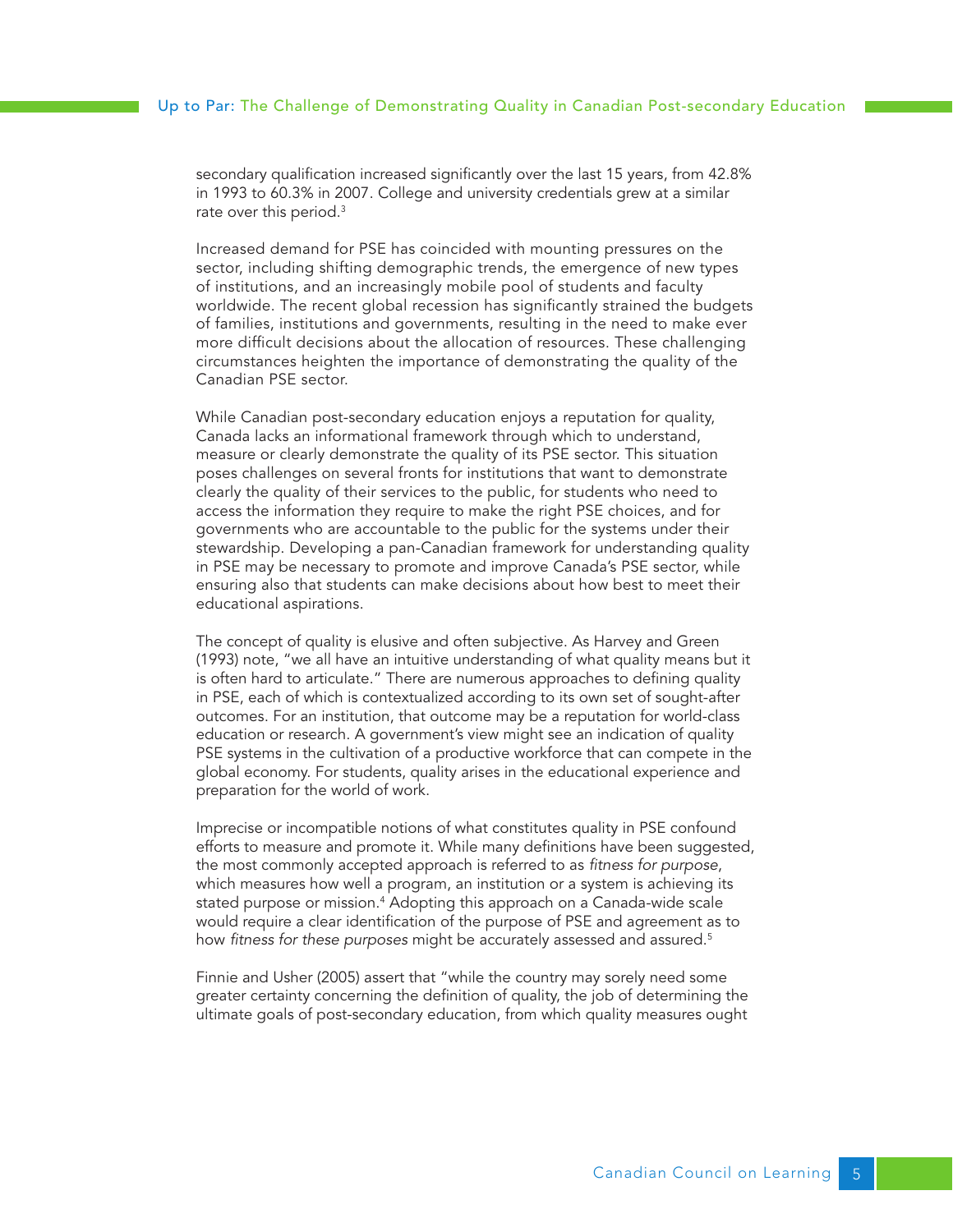secondary qualification increased significantly over the last 15 years, from 42.8% in 1993 to 60.3% in 2007. College and university credentials grew at a similar rate over this period.[3]

Increased demand for PSE has coincided with mounting pressures on the sector, including shifting demographic trends, the emergence of new types of institutions, and an increasingly mobile pool of students and faculty worldwide. The recent global recession has significantly strained the budgets of families, institutions and governments, resulting in the need to make ever more difficult decisions about the allocation of resources. These challenging circumstances heighten the importance of demonstrating the quality of the Canadian PSE sector.

While Canadian post-secondary education enjoys a reputation for quality, Canada lacks an informational framework through which to understand, measure or clearly demonstrate the quality of its PSE sector. This situation poses challenges on several fronts for institutions that want to demonstrate clearly the quality of their services to the public, for students who need to access the information they require to make the right PSE choices, and for governments who are accountable to the public for the systems under their stewardship. Developing a pan-Canadian framework for understanding quality in PSE may be necessary to promote and improve Canada's PSE sector, while ensuring also that students can make decisions about how best to meet their educational aspirations.

The concept of quality is elusive and often subjective. As Harvey and Green (1993) note, "we all have an intuitive understanding of what quality means but it is often hard to articulate." There are numerous approaches to defining quality in PSE, each of which is contextualized according to its own set of sought-after outcomes. For an institution, that outcome may be a reputation for world-class education or research. A government's view might see an indication of quality PSE systems in the cultivation of a productive workforce that can compete in the global economy. For students, quality arises in the educational experience and preparation for the world of work.

Imprecise or incompatible notions of what constitutes quality in PSE confound efforts to measure and promote it. While many definitions have been suggested, the most commonly accepted approach is referred to as *fitness for purpose*, which measures how well a program, an institution or a system is achieving its stated purpose or mission.[4] Adopting this approach on a Canada-wide scale would require a clear identification of the purpose of PSE and agreement as to how *fitness for these purposes* might be accurately assessed and assured.[5]

Finnie and Usher (2005) assert that "while the country may sorely need some greater certainty concerning the definition of quality, the job of determining the ultimate goals of post-secondary education, from which quality measures ought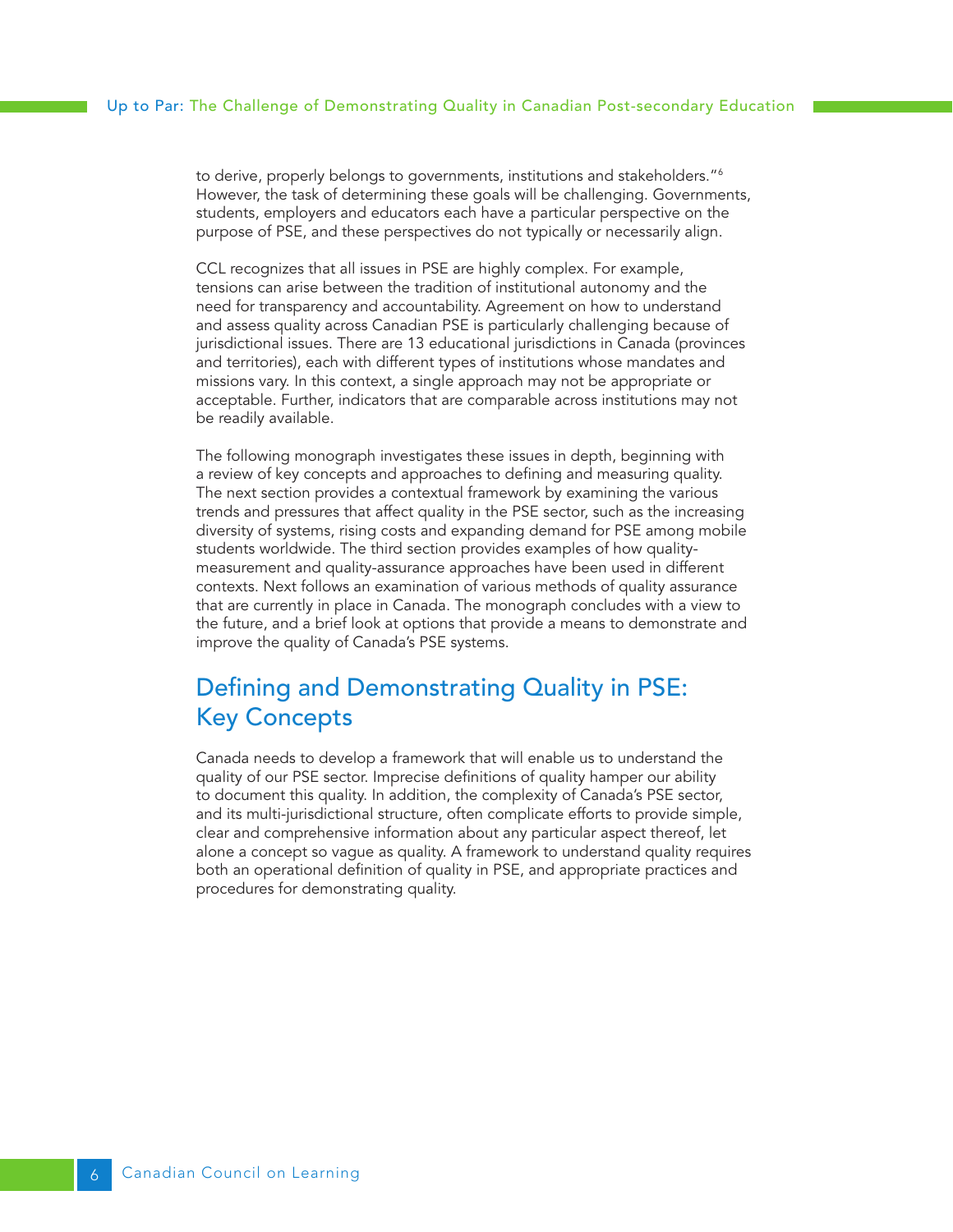to derive, properly belongs to governments, institutions and stakeholders."[6] However, the task of determining these goals will be challenging. Governments, students, employers and educators each have a particular perspective on the purpose of PSE, and these perspectives do not typically or necessarily align.

CCL recognizes that all issues in PSE are highly complex. For example, tensions can arise between the tradition of institutional autonomy and the need for transparency and accountability. Agreement on how to understand and assess quality across Canadian PSE is particularly challenging because of jurisdictional issues. There are 13 educational jurisdictions in Canada (provinces and territories), each with different types of institutions whose mandates and missions vary. In this context, a single approach may not be appropriate or acceptable. Further, indicators that are comparable across institutions may not be readily available.

The following monograph investigates these issues in depth, beginning with a review of key concepts and approaches to defining and measuring quality. The next section provides a contextual framework by examining the various trends and pressures that affect quality in the PSE sector, such as the increasing diversity of systems, rising costs and expanding demand for PSE among mobile students worldwide. The third section provides examples of how quality-measurement and quality-assurance approaches have been used in different contexts. Next follows an examination of various methods of quality assurance that are currently in place in Canada. The monograph concludes with a view to the future, and a brief look at options that provide a means to demonstrate and improve the quality of Canada's PSE systems.

## Defining and Demonstrating Quality in PSE: Key Concepts

Canada needs to develop a framework that will enable us to understand the quality of our PSE sector. Imprecise definitions of quality hamper our ability to document this quality. In addition, the complexity of Canada's PSE sector, and its multi-jurisdictional structure, often complicate efforts to provide simple, clear and comprehensive information about any particular aspect thereof, let alone a concept so vague as quality. A framework to understand quality requires both an operational definition of quality in PSE, and appropriate practices and procedures for demonstrating quality.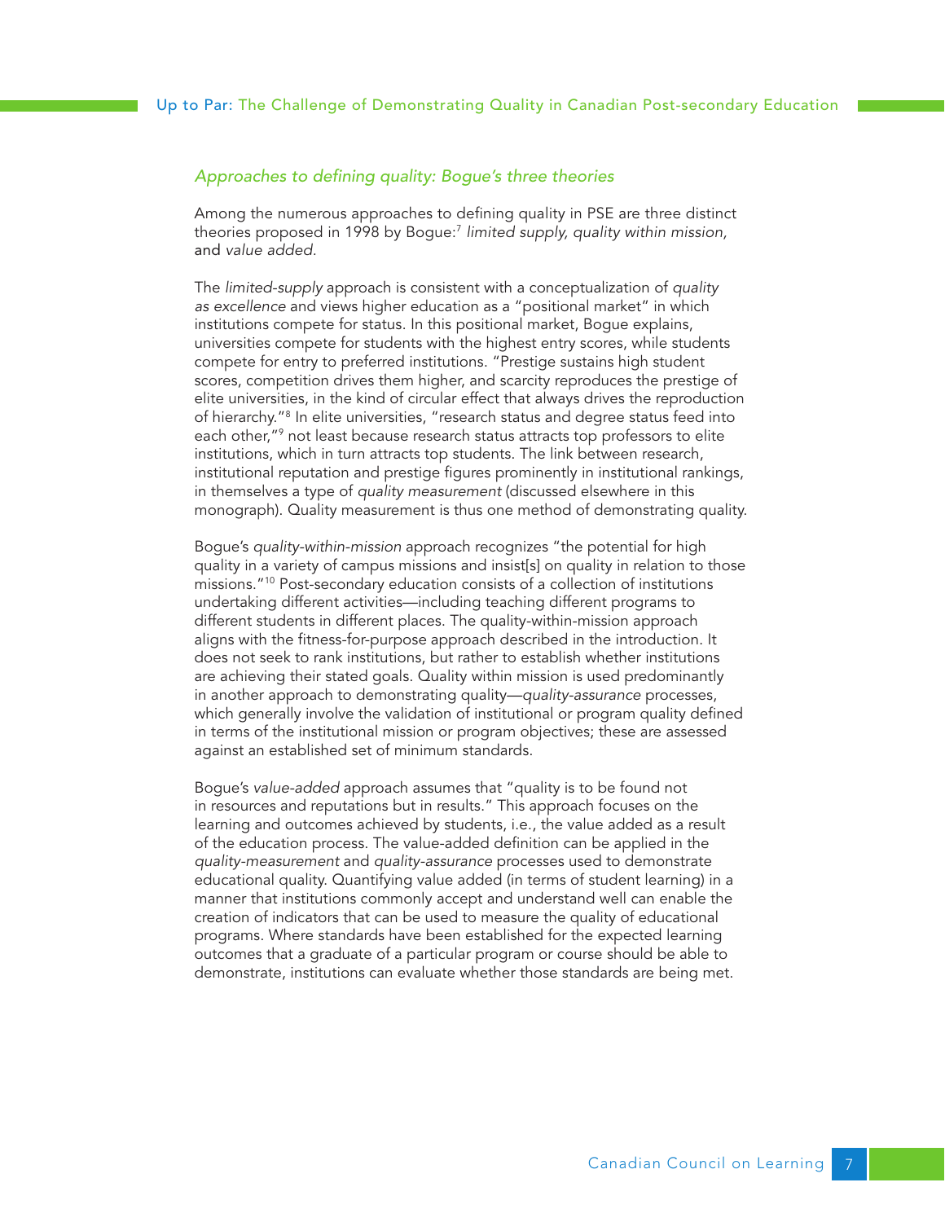### *Approaches to defining quality: Bogue's three theories*

Among the numerous approaches to defining quality in PSE are three distinct theories proposed in 1998 by Bogue:[7] *limited supply, quality within mission,* and *value added.*

The *limited-supply* approach is consistent with a conceptualization of *quality as excellence* and views higher education as a "positional market" in which institutions compete for status. In this positional market, Bogue explains, universities compete for students with the highest entry scores, while students compete for entry to preferred institutions. "Prestige sustains high student scores, competition drives them higher, and scarcity reproduces the prestige of elite universities, in the kind of circular effect that always drives the reproduction of hierarchy."[8] In elite universities, "research status and degree status feed into each other,"[9] not least because research status attracts top professors to elite institutions, which in turn attracts top students. The link between research, institutional reputation and prestige figures prominently in institutional rankings, in themselves a type of *quality measurement* (discussed elsewhere in this monograph). Quality measurement is thus one method of demonstrating quality.

Bogue's *quality-within-mission* approach recognizes "the potential for high quality in a variety of campus missions and insist[s] on quality in relation to those missions."[10] Post-secondary education consists of a collection of institutions undertaking different activities—including teaching different programs to different students in different places. The quality-within-mission approach aligns with the fitness-for-purpose approach described in the introduction. It does not seek to rank institutions, but rather to establish whether institutions are achieving their stated goals. Quality within mission is used predominantly in another approach to demonstrating quality—*quality-assurance* processes, which generally involve the validation of institutional or program quality defined in terms of the institutional mission or program objectives; these are assessed against an established set of minimum standards.

Bogue's *value-added* approach assumes that "quality is to be found not in resources and reputations but in results." This approach focuses on the learning and outcomes achieved by students, i.e., the value added as a result of the education process. The value-added definition can be applied in the *quality-measurement* and *quality-assurance* processes used to demonstrate educational quality. Quantifying value added (in terms of student learning) in a manner that institutions commonly accept and understand well can enable the creation of indicators that can be used to measure the quality of educational programs. Where standards have been established for the expected learning outcomes that a graduate of a particular program or course should be able to demonstrate, institutions can evaluate whether those standards are being met.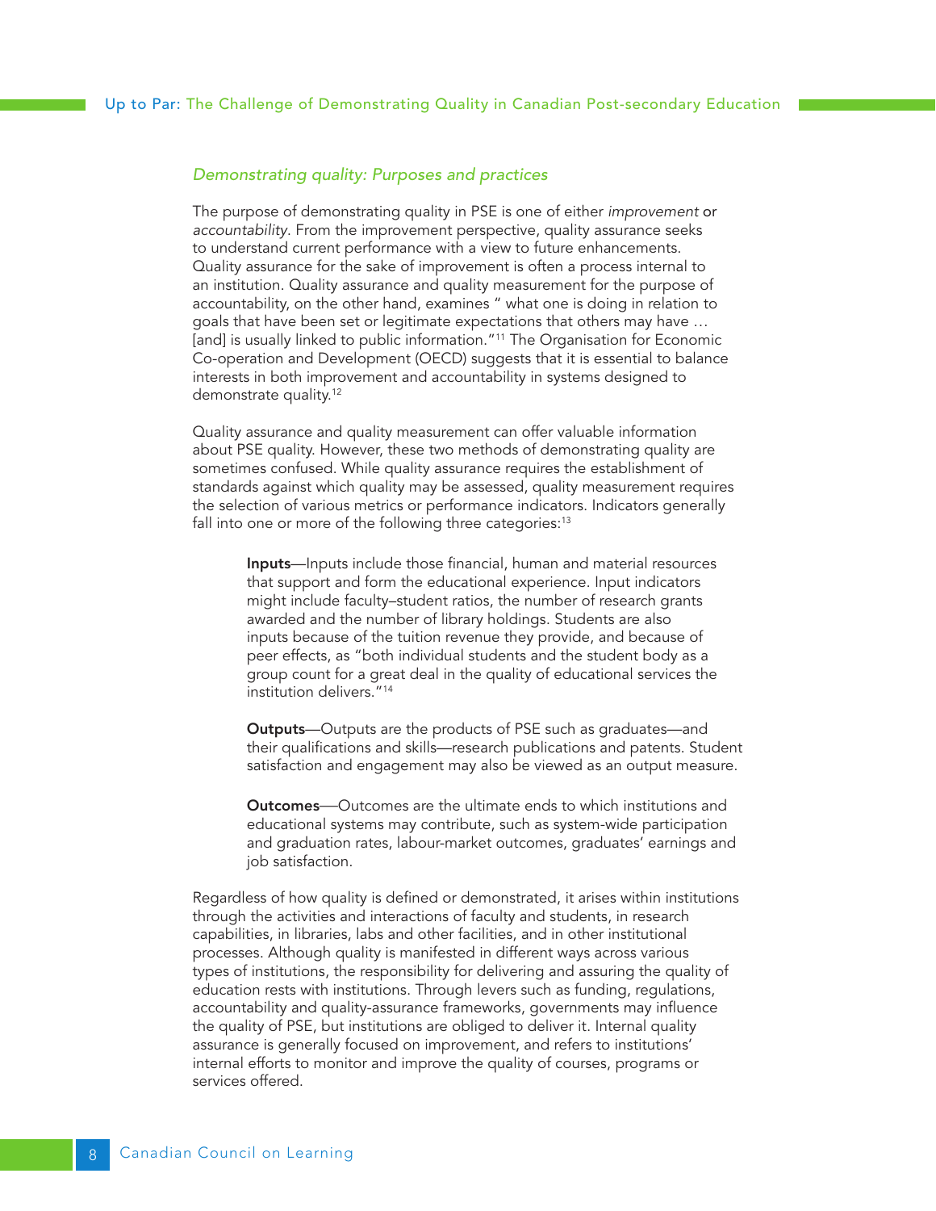### *Demonstrating quality: Purposes and practices*

The purpose of demonstrating quality in PSE is one of either *improvement* or *accountability*. From the improvement perspective, quality assurance seeks to understand current performance with a view to future enhancements. Quality assurance for the sake of improvement is often a process internal to an institution. Quality assurance and quality measurement for the purpose of accountability, on the other hand, examines " what one is doing in relation to goals that have been set or legitimate expectations that others may have … [and] is usually linked to public information."[11] The Organisation for Economic Co-operation and Development (OECD) suggests that it is essential to balance interests in both improvement and accountability in systems designed to demonstrate quality.[12]

Quality assurance and quality measurement can offer valuable information about PSE quality. However, these two methods of demonstrating quality are sometimes confused. While quality assurance requires the establishment of standards against which quality may be assessed, quality measurement requires the selection of various metrics or performance indicators. Indicators generally fall into one or more of the following three categories:[13]

> **Inputs**—Inputs include those financial, human and material resources that support and form the educational experience. Input indicators might include faculty–student ratios, the number of research grants awarded and the number of library holdings. Students are also inputs because of the tuition revenue they provide, and because of peer effects, as "both individual students and the student body as a group count for a great deal in the quality of educational services the institution delivers."[14]
>
> **Outputs**—Outputs are the products of PSE such as graduates—and their qualifications and skills—research publications and patents. Student satisfaction and engagement may also be viewed as an output measure.
>
> **Outcomes**—Outcomes are the ultimate ends to which institutions and educational systems may contribute, such as system-wide participation and graduation rates, labour-market outcomes, graduates' earnings and job satisfaction.

Regardless of how quality is defined or demonstrated, it arises within institutions through the activities and interactions of faculty and students, in research capabilities, in libraries, labs and other facilities, and in other institutional processes. Although quality is manifested in different ways across various types of institutions, the responsibility for delivering and assuring the quality of education rests with institutions. Through levers such as funding, regulations, accountability and quality-assurance frameworks, governments may influence the quality of PSE, but institutions are obliged to deliver it. Internal quality assurance is generally focused on improvement, and refers to institutions' internal efforts to monitor and improve the quality of courses, programs or services offered.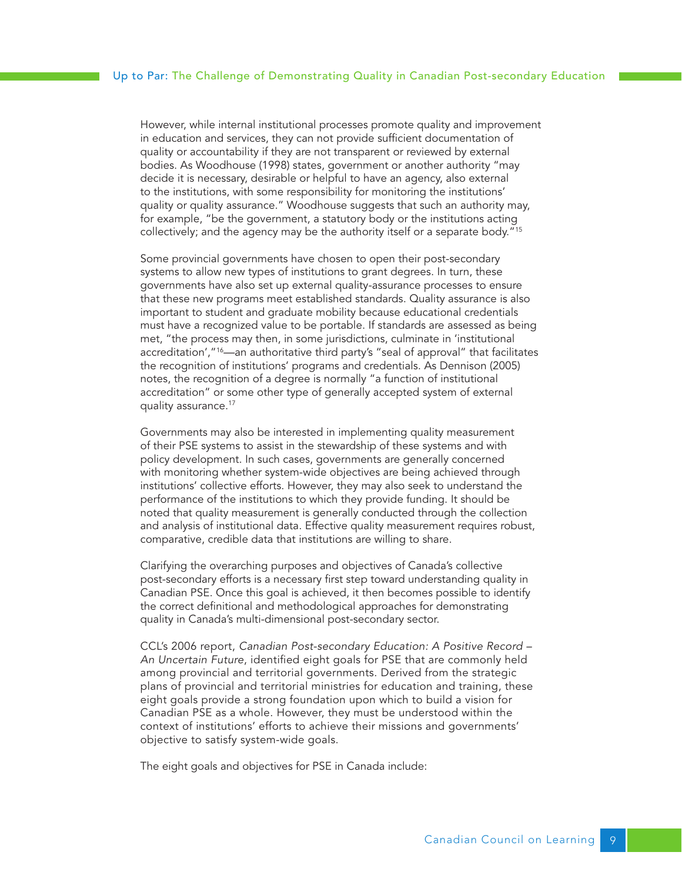However, while internal institutional processes promote quality and improvement in education and services, they can not provide sufficient documentation of quality or accountability if they are not transparent or reviewed by external bodies. As Woodhouse (1998) states, government or another authority "may decide it is necessary, desirable or helpful to have an agency, also external to the institutions, with some responsibility for monitoring the institutions' quality or quality assurance." Woodhouse suggests that such an authority may, for example, "be the government, a statutory body or the institutions acting collectively; and the agency may be the authority itself or a separate body."[15]

Some provincial governments have chosen to open their post-secondary systems to allow new types of institutions to grant degrees. In turn, these governments have also set up external quality-assurance processes to ensure that these new programs meet established standards. Quality assurance is also important to student and graduate mobility because educational credentials must have a recognized value to be portable. If standards are assessed as being met, "the process may then, in some jurisdictions, culminate in 'institutional accreditation',"[16]—an authoritative third party's "seal of approval" that facilitates the recognition of institutions' programs and credentials. As Dennison (2005) notes, the recognition of a degree is normally "a function of institutional accreditation" or some other type of generally accepted system of external quality assurance.[17]

Governments may also be interested in implementing quality measurement of their PSE systems to assist in the stewardship of these systems and with policy development. In such cases, governments are generally concerned with monitoring whether system-wide objectives are being achieved through institutions' collective efforts. However, they may also seek to understand the performance of the institutions to which they provide funding. It should be noted that quality measurement is generally conducted through the collection and analysis of institutional data. Effective quality measurement requires robust, comparative, credible data that institutions are willing to share.

Clarifying the overarching purposes and objectives of Canada's collective post-secondary efforts is a necessary first step toward understanding quality in Canadian PSE. Once this goal is achieved, it then becomes possible to identify the correct definitional and methodological approaches for demonstrating quality in Canada's multi-dimensional post-secondary sector.

CCL's 2006 report, *Canadian Post-secondary Education: A Positive Record – An Uncertain Future*, identified eight goals for PSE that are commonly held among provincial and territorial governments. Derived from the strategic plans of provincial and territorial ministries for education and training, these eight goals provide a strong foundation upon which to build a vision for Canadian PSE as a whole. However, they must be understood within the context of institutions' efforts to achieve their missions and governments' objective to satisfy system-wide goals.

The eight goals and objectives for PSE in Canada include: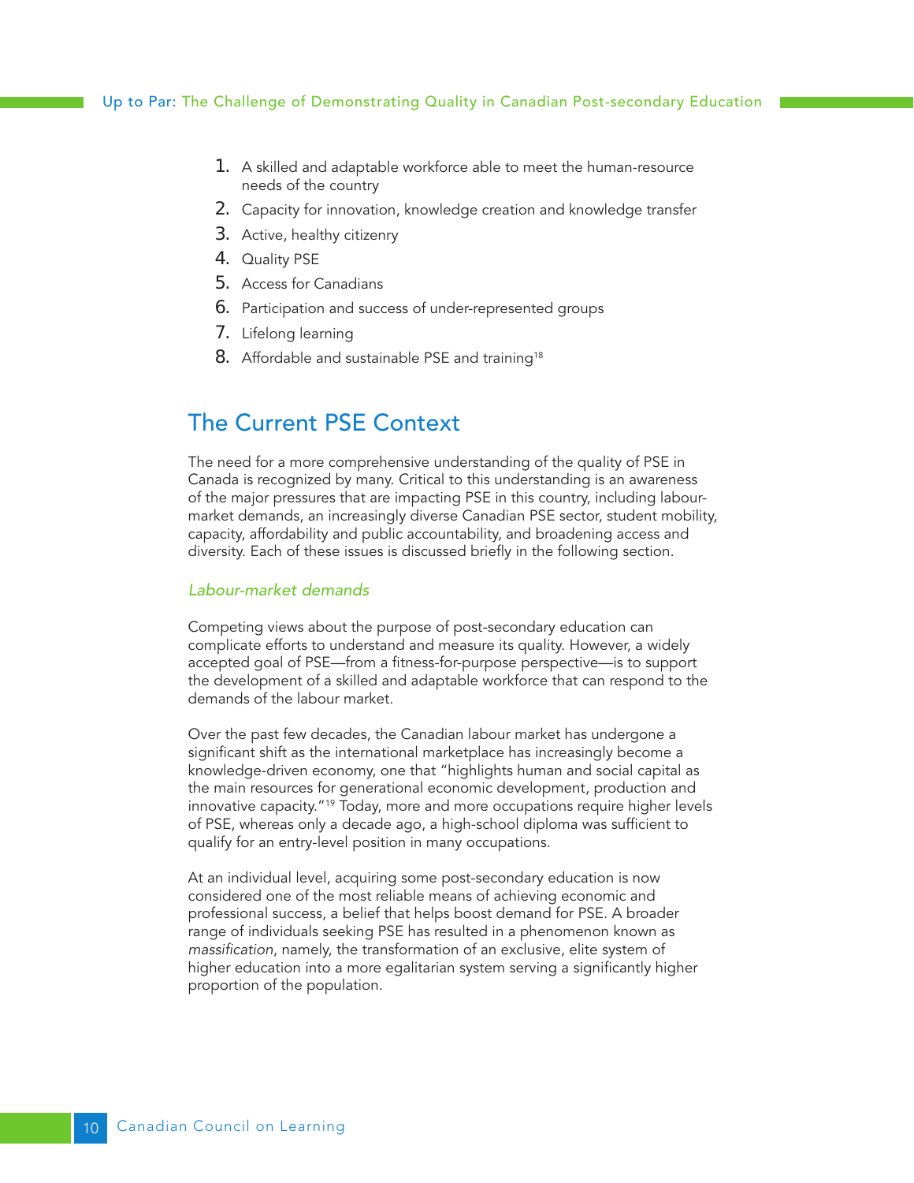1. A skilled and adaptable workforce able to meet the human-resource needs of the country
2. Capacity for innovation, knowledge creation and knowledge transfer
3. Active, healthy citizenry
4. Quality PSE
5. Access for Canadians
6. Participation and success of under-represented groups
7. Lifelong learning
8. Affordable and sustainable PSE and training[18]

## The Current PSE Context

The need for a more comprehensive understanding of the quality of PSE in Canada is recognized by many. Critical to this understanding is an awareness of the major pressures that are impacting PSE in this country, including labour-market demands, an increasingly diverse Canadian PSE sector, student mobility, capacity, affordability and public accountability, and broadening access and diversity. Each of these issues is discussed briefly in the following section.

### *Labour-market demands*

Competing views about the purpose of post-secondary education can complicate efforts to understand and measure its quality. However, a widely accepted goal of PSE—from a fitness-for-purpose perspective—is to support the development of a skilled and adaptable workforce that can respond to the demands of the labour market.

Over the past few decades, the Canadian labour market has undergone a significant shift as the international marketplace has increasingly become a knowledge-driven economy, one that "highlights human and social capital as the main resources for generational economic development, production and innovative capacity."[19] Today, more and more occupations require higher levels of PSE, whereas only a decade ago, a high-school diploma was sufficient to qualify for an entry-level position in many occupations.

At an individual level, acquiring some post-secondary education is now considered one of the most reliable means of achieving economic and professional success, a belief that helps boost demand for PSE. A broader range of individuals seeking PSE has resulted in a phenomenon known as *massification*, namely, the transformation of an exclusive, elite system of higher education into a more egalitarian system serving a significantly higher proportion of the population.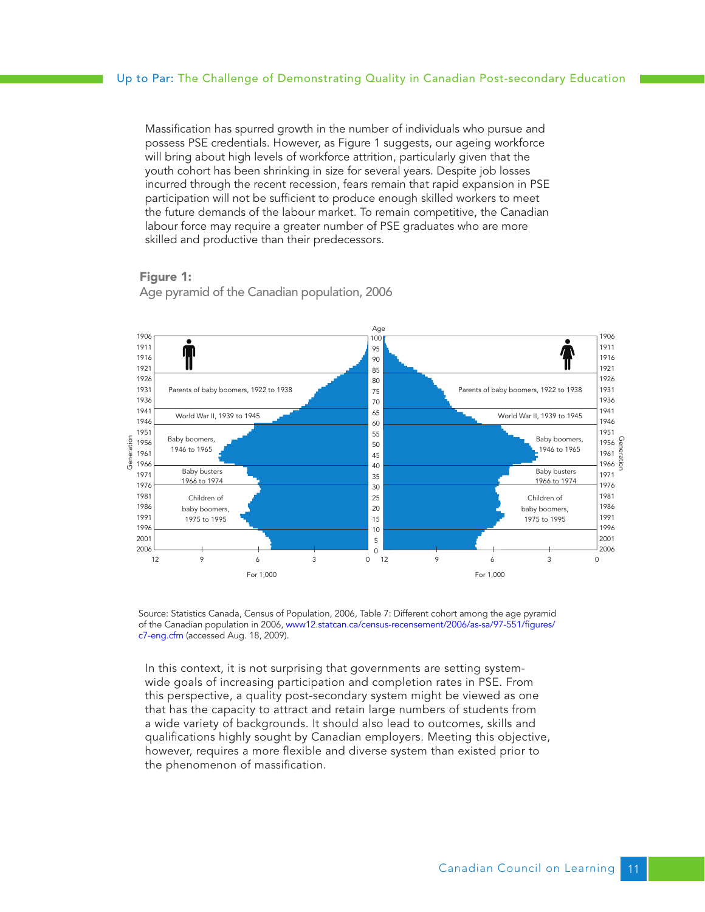Massification has spurred growth in the number of individuals who pursue and possess PSE credentials. However, as Figure 1 suggests, our ageing workforce will bring about high levels of workforce attrition, particularly given that the youth cohort has been shrinking in size for several years. Despite job losses incurred through the recent recession, fears remain that rapid expansion in PSE participation will not be sufficient to produce enough skilled workers to meet the future demands of the labour market. To remain competitive, the Canadian labour force may require a greater number of PSE graduates who are more skilled and productive than their predecessors.

**Figure 1:**
Age pyramid of the Canadian population, 2006

Source: Statistics Canada, Census of Population, 2006, Table 7: Different cohort among the age pyramid of the Canadian population in 2006, www12.statcan.ca/census-recensement/2006/as-sa/97-551/figures/c7-eng.cfm (accessed Aug. 18, 2009).

In this context, it is not surprising that governments are setting system-wide goals of increasing participation and completion rates in PSE. From this perspective, a quality post-secondary system might be viewed as one that has the capacity to attract and retain large numbers of students from a wide variety of backgrounds. It should also lead to outcomes, skills and qualifications highly sought by Canadian employers. Meeting this objective, however, requires a more flexible and diverse system than existed prior to the phenomenon of massification.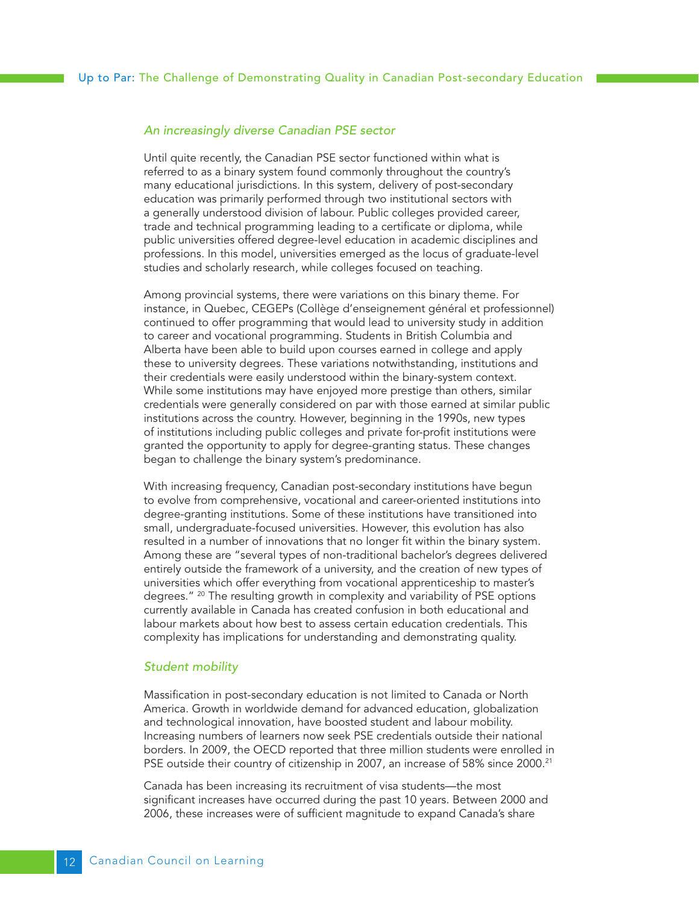### *An increasingly diverse Canadian PSE sector*

Until quite recently, the Canadian PSE sector functioned within what is referred to as a binary system found commonly throughout the country's many educational jurisdictions. In this system, delivery of post-secondary education was primarily performed through two institutional sectors with a generally understood division of labour. Public colleges provided career, trade and technical programming leading to a certificate or diploma, while public universities offered degree-level education in academic disciplines and professions. In this model, universities emerged as the locus of graduate-level studies and scholarly research, while colleges focused on teaching.

Among provincial systems, there were variations on this binary theme. For instance, in Quebec, CEGEPs (Collège d'enseignement général et professionnel) continued to offer programming that would lead to university study in addition to career and vocational programming. Students in British Columbia and Alberta have been able to build upon courses earned in college and apply these to university degrees. These variations notwithstanding, institutions and their credentials were easily understood within the binary-system context. While some institutions may have enjoyed more prestige than others, similar credentials were generally considered on par with those earned at similar public institutions across the country. However, beginning in the 1990s, new types of institutions including public colleges and private for-profit institutions were granted the opportunity to apply for degree-granting status. These changes began to challenge the binary system's predominance.

With increasing frequency, Canadian post-secondary institutions have begun to evolve from comprehensive, vocational and career-oriented institutions into degree-granting institutions. Some of these institutions have transitioned into small, undergraduate-focused universities. However, this evolution has also resulted in a number of innovations that no longer fit within the binary system. Among these are "several types of non-traditional bachelor's degrees delivered entirely outside the framework of a university, and the creation of new types of universities which offer everything from vocational apprenticeship to master's degrees." [20] The resulting growth in complexity and variability of PSE options currently available in Canada has created confusion in both educational and labour markets about how best to assess certain education credentials. This complexity has implications for understanding and demonstrating quality.

### *Student mobility*

Massification in post-secondary education is not limited to Canada or North America. Growth in worldwide demand for advanced education, globalization and technological innovation, have boosted student and labour mobility. Increasing numbers of learners now seek PSE credentials outside their national borders. In 2009, the OECD reported that three million students were enrolled in PSE outside their country of citizenship in 2007, an increase of 58% since 2000.[21]

Canada has been increasing its recruitment of visa students—the most significant increases have occurred during the past 10 years. Between 2000 and 2006, these increases were of sufficient magnitude to expand Canada's share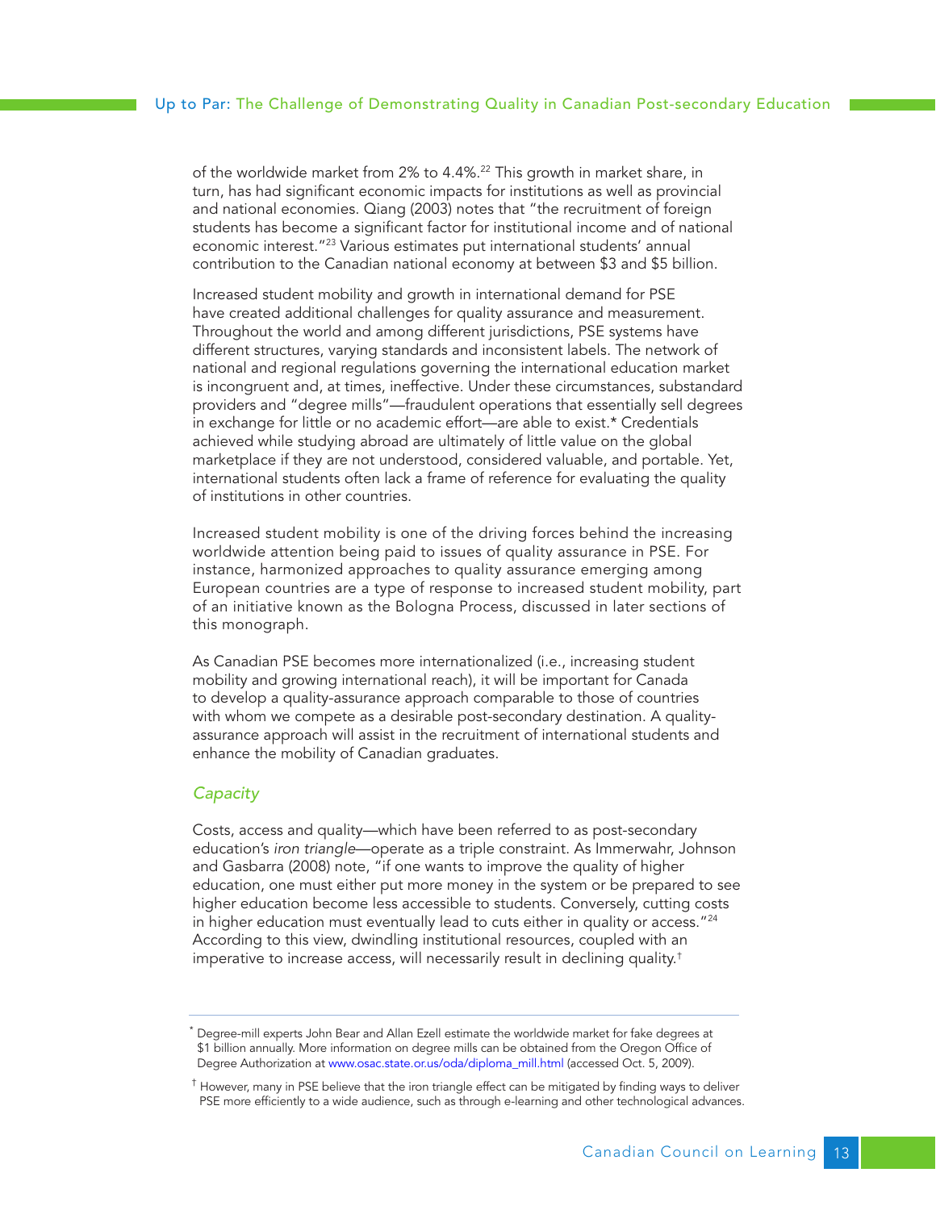of the worldwide market from 2% to 4.4%.[22] This growth in market share, in turn, has had significant economic impacts for institutions as well as provincial and national economies. Qiang (2003) notes that "the recruitment of foreign students has become a significant factor for institutional income and of national economic interest."[23] Various estimates put international students' annual contribution to the Canadian national economy at between $3 and $5 billion.

Increased student mobility and growth in international demand for PSE have created additional challenges for quality assurance and measurement. Throughout the world and among different jurisdictions, PSE systems have different structures, varying standards and inconsistent labels. The network of national and regional regulations governing the international education market is incongruent and, at times, ineffective. Under these circumstances, substandard providers and "degree mills"—fraudulent operations that essentially sell degrees in exchange for little or no academic effort—are able to exist.* Credentials achieved while studying abroad are ultimately of little value on the global marketplace if they are not understood, considered valuable, and portable. Yet, international students often lack a frame of reference for evaluating the quality of institutions in other countries.

Increased student mobility is one of the driving forces behind the increasing worldwide attention being paid to issues of quality assurance in PSE. For instance, harmonized approaches to quality assurance emerging among European countries are a type of response to increased student mobility, part of an initiative known as the Bologna Process, discussed in later sections of this monograph.

As Canadian PSE becomes more internationalized (i.e., increasing student mobility and growing international reach), it will be important for Canada to develop a quality-assurance approach comparable to those of countries with whom we compete as a desirable post-secondary destination. A quality-assurance approach will assist in the recruitment of international students and enhance the mobility of Canadian graduates.

### *Capacity*

Costs, access and quality—which have been referred to as post-secondary education's *iron triangle*—operate as a triple constraint. As Immerwahr, Johnson and Gasbarra (2008) note, "if one wants to improve the quality of higher education, one must either put more money in the system or be prepared to see higher education become less accessible to students. Conversely, cutting costs in higher education must eventually lead to cuts either in quality or access."[24] According to this view, dwindling institutional resources, coupled with an imperative to increase access, will necessarily result in declining quality.†

---

\* Degree-mill experts John Bear and Allan Ezell estimate the worldwide market for fake degrees at $1 billion annually. More information on degree mills can be obtained from the Oregon Office of Degree Authorization at www.osac.state.or.us/oda/diploma_mill.html (accessed Oct. 5, 2009).

† However, many in PSE believe that the iron triangle effect can be mitigated by finding ways to deliver PSE more efficiently to a wide audience, such as through e-learning and other technological advances.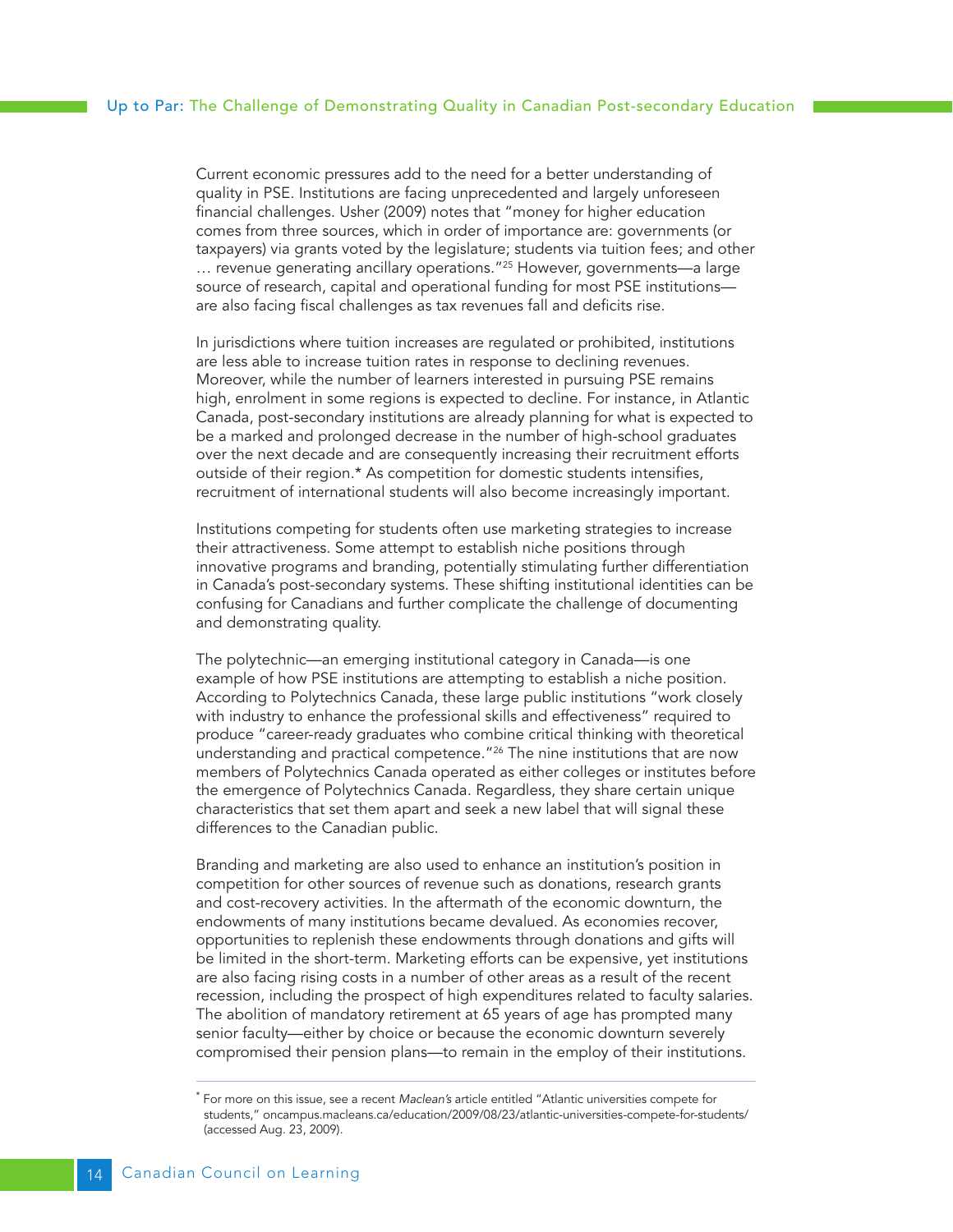Current economic pressures add to the need for a better understanding of quality in PSE. Institutions are facing unprecedented and largely unforeseen financial challenges. Usher (2009) notes that "money for higher education comes from three sources, which in order of importance are: governments (or taxpayers) via grants voted by the legislature; students via tuition fees; and other … revenue generating ancillary operations."[25] However, governments—a large source of research, capital and operational funding for most PSE institutions—are also facing fiscal challenges as tax revenues fall and deficits rise.

In jurisdictions where tuition increases are regulated or prohibited, institutions are less able to increase tuition rates in response to declining revenues. Moreover, while the number of learners interested in pursuing PSE remains high, enrolment in some regions is expected to decline. For instance, in Atlantic Canada, post-secondary institutions are already planning for what is expected to be a marked and prolonged decrease in the number of high-school graduates over the next decade and are consequently increasing their recruitment efforts outside of their region.* As competition for domestic students intensifies, recruitment of international students will also become increasingly important.

Institutions competing for students often use marketing strategies to increase their attractiveness. Some attempt to establish niche positions through innovative programs and branding, potentially stimulating further differentiation in Canada's post-secondary systems. These shifting institutional identities can be confusing for Canadians and further complicate the challenge of documenting and demonstrating quality.

The polytechnic—an emerging institutional category in Canada—is one example of how PSE institutions are attempting to establish a niche position. According to Polytechnics Canada, these large public institutions "work closely with industry to enhance the professional skills and effectiveness" required to produce "career-ready graduates who combine critical thinking with theoretical understanding and practical competence."[26] The nine institutions that are now members of Polytechnics Canada operated as either colleges or institutes before the emergence of Polytechnics Canada. Regardless, they share certain unique characteristics that set them apart and seek a new label that will signal these differences to the Canadian public.

Branding and marketing are also used to enhance an institution's position in competition for other sources of revenue such as donations, research grants and cost-recovery activities. In the aftermath of the economic downturn, the endowments of many institutions became devalued. As economies recover, opportunities to replenish these endowments through donations and gifts will be limited in the short-term. Marketing efforts can be expensive, yet institutions are also facing rising costs in a number of other areas as a result of the recent recession, including the prospect of high expenditures related to faculty salaries. The abolition of mandatory retirement at 65 years of age has prompted many senior faculty—either by choice or because the economic downturn severely compromised their pension plans—to remain in the employ of their institutions.

---

* For more on this issue, see a recent *Maclean's* article entitled "Atlantic universities compete for students," oncampus.macleans.ca/education/2009/08/23/atlantic-universities-compete-for-students/ (accessed Aug. 23, 2009).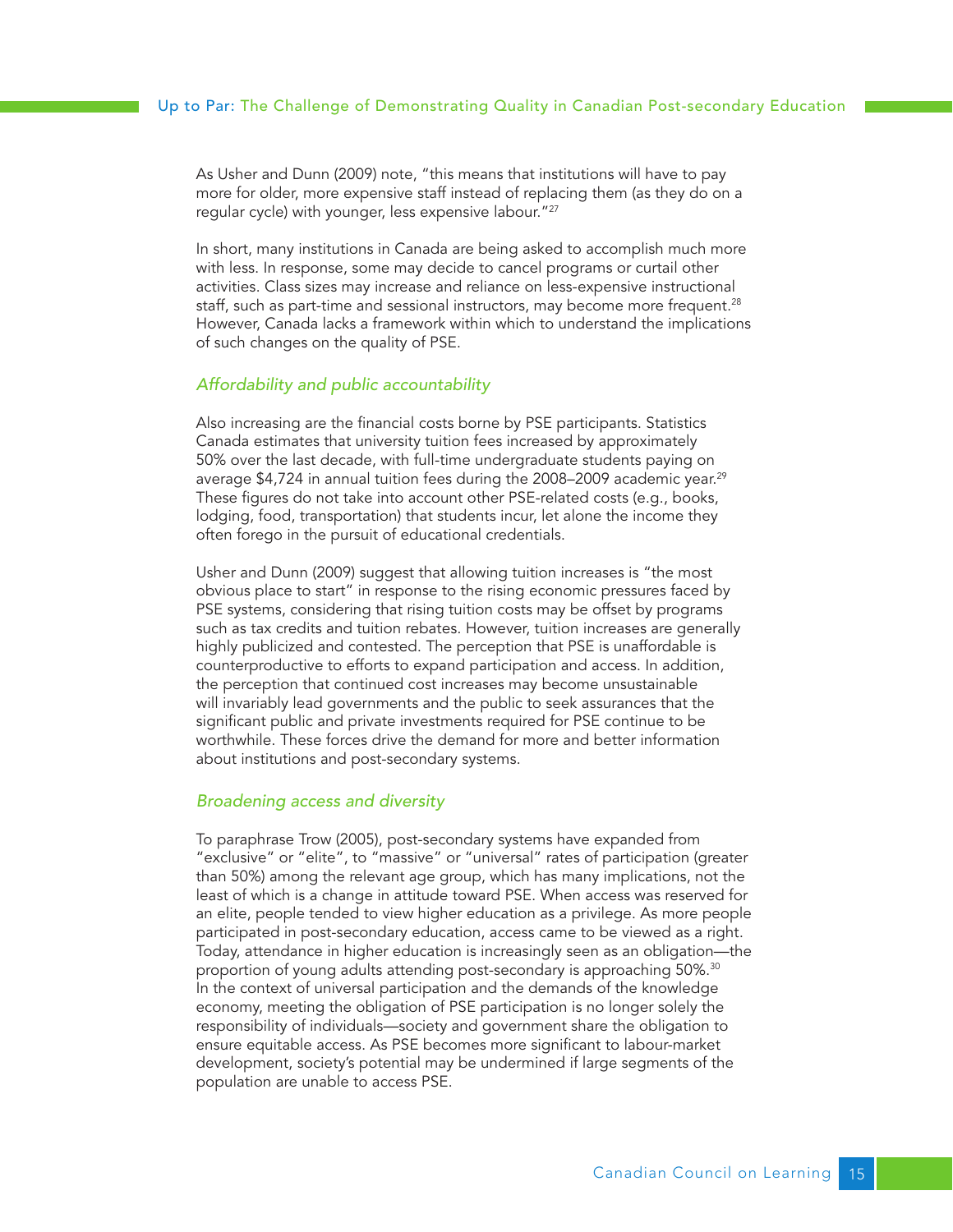As Usher and Dunn (2009) note, "this means that institutions will have to pay more for older, more expensive staff instead of replacing them (as they do on a regular cycle) with younger, less expensive labour."[27]

In short, many institutions in Canada are being asked to accomplish much more with less. In response, some may decide to cancel programs or curtail other activities. Class sizes may increase and reliance on less-expensive instructional staff, such as part-time and sessional instructors, may become more frequent.[28] However, Canada lacks a framework within which to understand the implications of such changes on the quality of PSE.

### *Affordability and public accountability*

Also increasing are the financial costs borne by PSE participants. Statistics Canada estimates that university tuition fees increased by approximately 50% over the last decade, with full-time undergraduate students paying on average $4,724 in annual tuition fees during the 2008–2009 academic year.[29] These figures do not take into account other PSE-related costs (e.g., books, lodging, food, transportation) that students incur, let alone the income they often forego in the pursuit of educational credentials.

Usher and Dunn (2009) suggest that allowing tuition increases is "the most obvious place to start" in response to the rising economic pressures faced by PSE systems, considering that rising tuition costs may be offset by programs such as tax credits and tuition rebates. However, tuition increases are generally highly publicized and contested. The perception that PSE is unaffordable is counterproductive to efforts to expand participation and access. In addition, the perception that continued cost increases may become unsustainable will invariably lead governments and the public to seek assurances that the significant public and private investments required for PSE continue to be worthwhile. These forces drive the demand for more and better information about institutions and post-secondary systems.

### *Broadening access and diversity*

To paraphrase Trow (2005), post-secondary systems have expanded from "exclusive" or "elite", to "massive" or "universal" rates of participation (greater than 50%) among the relevant age group, which has many implications, not the least of which is a change in attitude toward PSE. When access was reserved for an elite, people tended to view higher education as a privilege. As more people participated in post-secondary education, access came to be viewed as a right. Today, attendance in higher education is increasingly seen as an obligation—the proportion of young adults attending post-secondary is approaching 50%.[30] In the context of universal participation and the demands of the knowledge economy, meeting the obligation of PSE participation is no longer solely the responsibility of individuals—society and government share the obligation to ensure equitable access. As PSE becomes more significant to labour-market development, society's potential may be undermined if large segments of the population are unable to access PSE.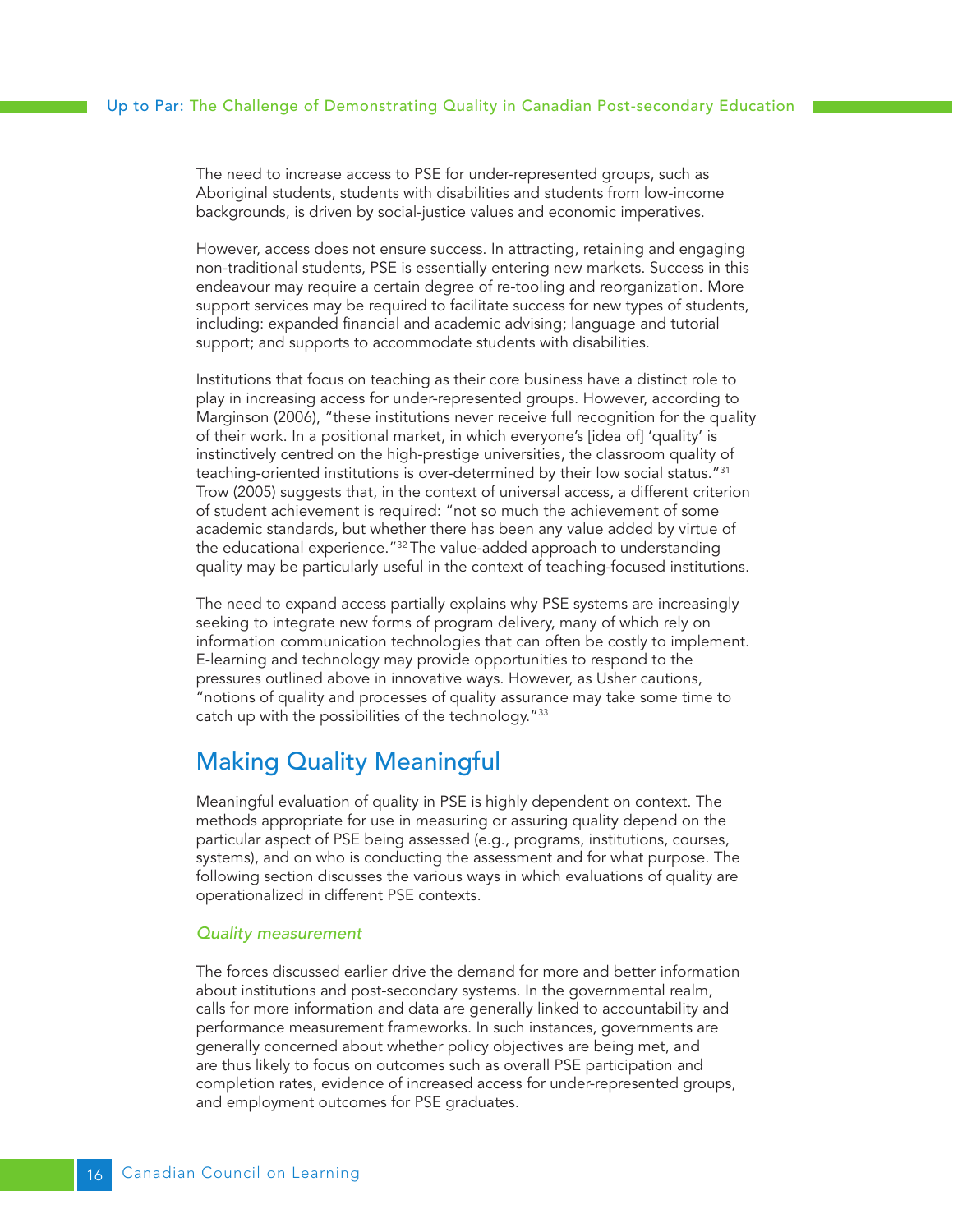The need to increase access to PSE for under-represented groups, such as Aboriginal students, students with disabilities and students from low-income backgrounds, is driven by social-justice values and economic imperatives.

However, access does not ensure success. In attracting, retaining and engaging non-traditional students, PSE is essentially entering new markets. Success in this endeavour may require a certain degree of re-tooling and reorganization. More support services may be required to facilitate success for new types of students, including: expanded financial and academic advising; language and tutorial support; and supports to accommodate students with disabilities.

Institutions that focus on teaching as their core business have a distinct role to play in increasing access for under-represented groups. However, according to Marginson (2006), "these institutions never receive full recognition for the quality of their work. In a positional market, in which everyone's [idea of] 'quality' is instinctively centred on the high-prestige universities, the classroom quality of teaching-oriented institutions is over-determined by their low social status."[31] Trow (2005) suggests that, in the context of universal access, a different criterion of student achievement is required: "not so much the achievement of some academic standards, but whether there has been any value added by virtue of the educational experience."[32] The value-added approach to understanding quality may be particularly useful in the context of teaching-focused institutions.

The need to expand access partially explains why PSE systems are increasingly seeking to integrate new forms of program delivery, many of which rely on information communication technologies that can often be costly to implement. E-learning and technology may provide opportunities to respond to the pressures outlined above in innovative ways. However, as Usher cautions, "notions of quality and processes of quality assurance may take some time to catch up with the possibilities of the technology."[33]

## Making Quality Meaningful

Meaningful evaluation of quality in PSE is highly dependent on context. The methods appropriate for use in measuring or assuring quality depend on the particular aspect of PSE being assessed (e.g., programs, institutions, courses, systems), and on who is conducting the assessment and for what purpose. The following section discusses the various ways in which evaluations of quality are operationalized in different PSE contexts.

### *Quality measurement*

The forces discussed earlier drive the demand for more and better information about institutions and post-secondary systems. In the governmental realm, calls for more information and data are generally linked to accountability and performance measurement frameworks. In such instances, governments are generally concerned about whether policy objectives are being met, and are thus likely to focus on outcomes such as overall PSE participation and completion rates, evidence of increased access for under-represented groups, and employment outcomes for PSE graduates.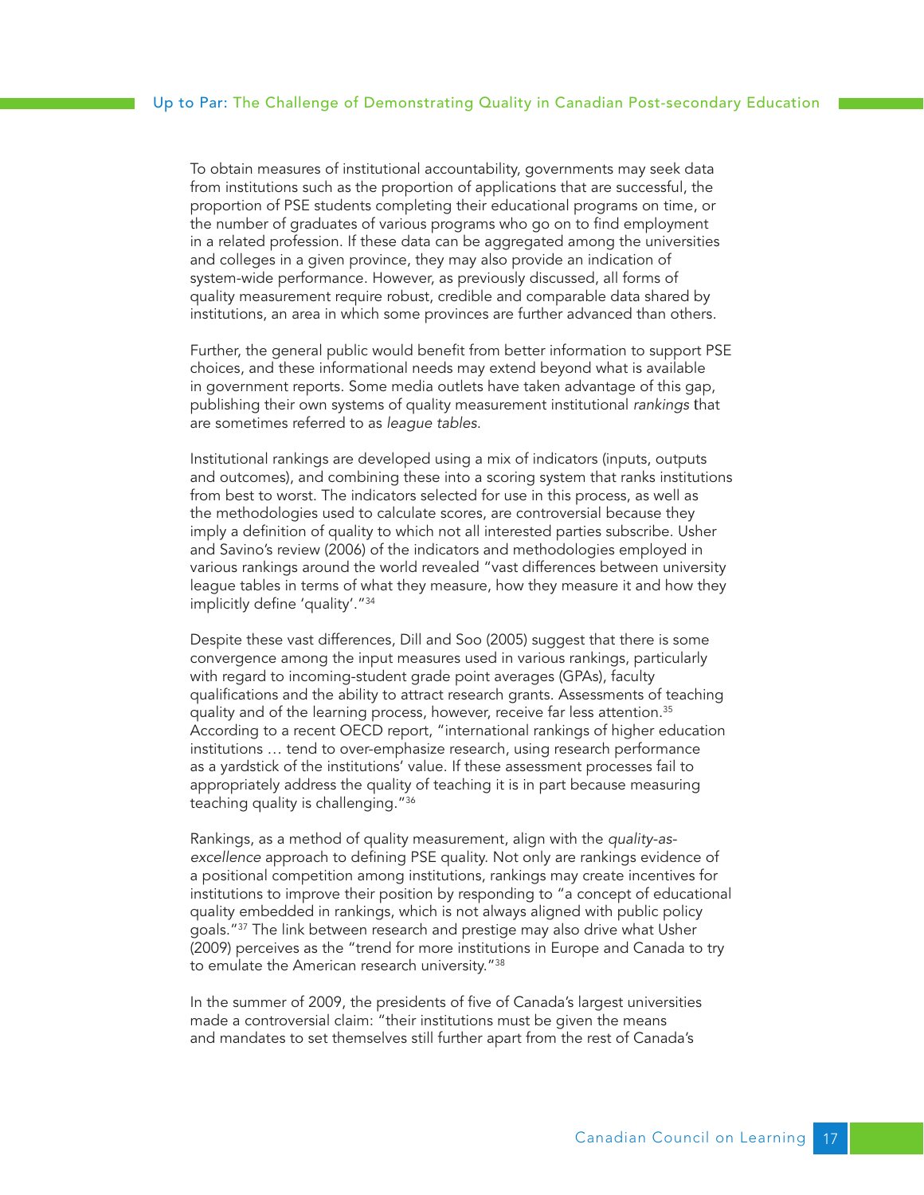To obtain measures of institutional accountability, governments may seek data from institutions such as the proportion of applications that are successful, the proportion of PSE students completing their educational programs on time, or the number of graduates of various programs who go on to find employment in a related profession. If these data can be aggregated among the universities and colleges in a given province, they may also provide an indication of system-wide performance. However, as previously discussed, all forms of quality measurement require robust, credible and comparable data shared by institutions, an area in which some provinces are further advanced than others.

Further, the general public would benefit from better information to support PSE choices, and these informational needs may extend beyond what is available in government reports. Some media outlets have taken advantage of this gap, publishing their own systems of quality measurement institutional *rankings* that are sometimes referred to as *league tables*.

Institutional rankings are developed using a mix of indicators (inputs, outputs and outcomes), and combining these into a scoring system that ranks institutions from best to worst. The indicators selected for use in this process, as well as the methodologies used to calculate scores, are controversial because they imply a definition of quality to which not all interested parties subscribe. Usher and Savino's review (2006) of the indicators and methodologies employed in various rankings around the world revealed "vast differences between university league tables in terms of what they measure, how they measure it and how they implicitly define 'quality'."[34]

Despite these vast differences, Dill and Soo (2005) suggest that there is some convergence among the input measures used in various rankings, particularly with regard to incoming-student grade point averages (GPAs), faculty qualifications and the ability to attract research grants. Assessments of teaching quality and of the learning process, however, receive far less attention.[35] According to a recent OECD report, "international rankings of higher education institutions … tend to over-emphasize research, using research performance as a yardstick of the institutions' value. If these assessment processes fail to appropriately address the quality of teaching it is in part because measuring teaching quality is challenging."[36]

Rankings, as a method of quality measurement, align with the *quality-as-excellence* approach to defining PSE quality. Not only are rankings evidence of a positional competition among institutions, rankings may create incentives for institutions to improve their position by responding to "a concept of educational quality embedded in rankings, which is not always aligned with public policy goals."[37] The link between research and prestige may also drive what Usher (2009) perceives as the "trend for more institutions in Europe and Canada to try to emulate the American research university."[38]

In the summer of 2009, the presidents of five of Canada's largest universities made a controversial claim: "their institutions must be given the means and mandates to set themselves still further apart from the rest of Canada's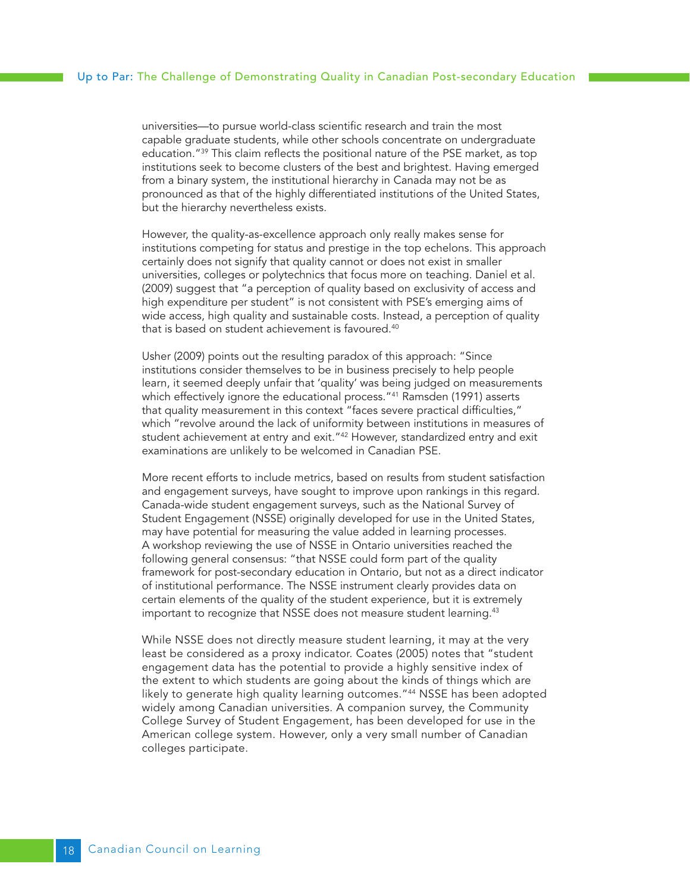universities—to pursue world-class scientific research and train the most capable graduate students, while other schools concentrate on undergraduate education."[39] This claim reflects the positional nature of the PSE market, as top institutions seek to become clusters of the best and brightest. Having emerged from a binary system, the institutional hierarchy in Canada may not be as pronounced as that of the highly differentiated institutions of the United States, but the hierarchy nevertheless exists.

However, the quality-as-excellence approach only really makes sense for institutions competing for status and prestige in the top echelons. This approach certainly does not signify that quality cannot or does not exist in smaller universities, colleges or polytechnics that focus more on teaching. Daniel et al. (2009) suggest that "a perception of quality based on exclusivity of access and high expenditure per student" is not consistent with PSE's emerging aims of wide access, high quality and sustainable costs. Instead, a perception of quality that is based on student achievement is favoured.[40]

Usher (2009) points out the resulting paradox of this approach: "Since institutions consider themselves to be in business precisely to help people learn, it seemed deeply unfair that 'quality' was being judged on measurements which effectively ignore the educational process."[41] Ramsden (1991) asserts that quality measurement in this context "faces severe practical difficulties," which "revolve around the lack of uniformity between institutions in measures of student achievement at entry and exit."[42] However, standardized entry and exit examinations are unlikely to be welcomed in Canadian PSE.

More recent efforts to include metrics, based on results from student satisfaction and engagement surveys, have sought to improve upon rankings in this regard. Canada-wide student engagement surveys, such as the National Survey of Student Engagement (NSSE) originally developed for use in the United States, may have potential for measuring the value added in learning processes. A workshop reviewing the use of NSSE in Ontario universities reached the following general consensus: "that NSSE could form part of the quality framework for post-secondary education in Ontario, but not as a direct indicator of institutional performance. The NSSE instrument clearly provides data on certain elements of the quality of the student experience, but it is extremely important to recognize that NSSE does not measure student learning.[43]

While NSSE does not directly measure student learning, it may at the very least be considered as a proxy indicator. Coates (2005) notes that "student engagement data has the potential to provide a highly sensitive index of the extent to which students are going about the kinds of things which are likely to generate high quality learning outcomes."[44] NSSE has been adopted widely among Canadian universities. A companion survey, the Community College Survey of Student Engagement, has been developed for use in the American college system. However, only a very small number of Canadian colleges participate.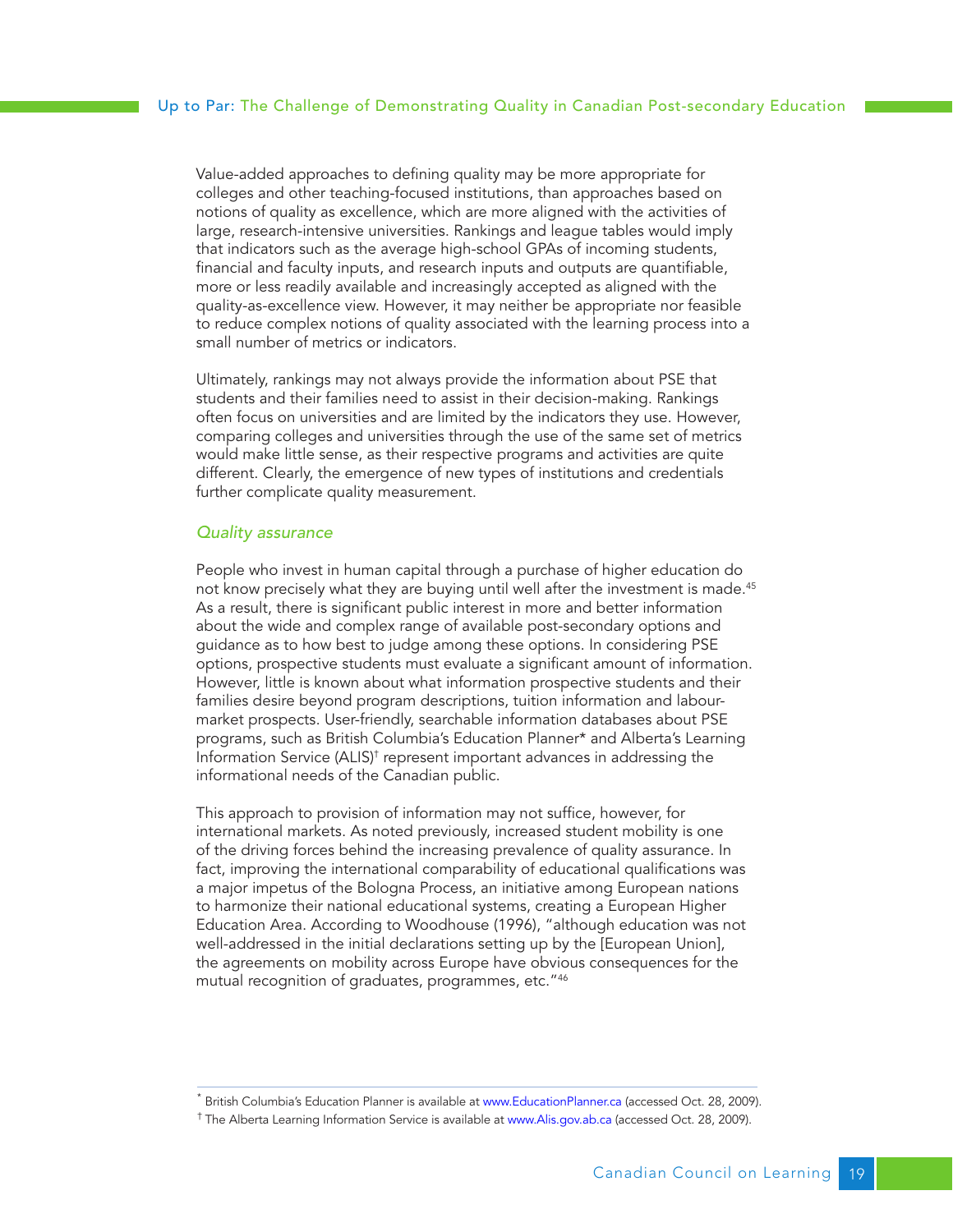Value-added approaches to defining quality may be more appropriate for colleges and other teaching-focused institutions, than approaches based on notions of quality as excellence, which are more aligned with the activities of large, research-intensive universities. Rankings and league tables would imply that indicators such as the average high-school GPAs of incoming students, financial and faculty inputs, and research inputs and outputs are quantifiable, more or less readily available and increasingly accepted as aligned with the quality-as-excellence view. However, it may neither be appropriate nor feasible to reduce complex notions of quality associated with the learning process into a small number of metrics or indicators.

Ultimately, rankings may not always provide the information about PSE that students and their families need to assist in their decision-making. Rankings often focus on universities and are limited by the indicators they use. However, comparing colleges and universities through the use of the same set of metrics would make little sense, as their respective programs and activities are quite different. Clearly, the emergence of new types of institutions and credentials further complicate quality measurement.

### *Quality assurance*

People who invest in human capital through a purchase of higher education do not know precisely what they are buying until well after the investment is made.[45] As a result, there is significant public interest in more and better information about the wide and complex range of available post-secondary options and guidance as to how best to judge among these options. In considering PSE options, prospective students must evaluate a significant amount of information. However, little is known about what information prospective students and their families desire beyond program descriptions, tuition information and labour-market prospects. User-friendly, searchable information databases about PSE programs, such as British Columbia's Education Planner* and Alberta's Learning Information Service (ALIS)† represent important advances in addressing the informational needs of the Canadian public.

This approach to provision of information may not suffice, however, for international markets. As noted previously, increased student mobility is one of the driving forces behind the increasing prevalence of quality assurance. In fact, improving the international comparability of educational qualifications was a major impetus of the Bologna Process, an initiative among European nations to harmonize their national educational systems, creating a European Higher Education Area. According to Woodhouse (1996), "although education was not well-addressed in the initial declarations setting up by the [European Union], the agreements on mobility across Europe have obvious consequences for the mutual recognition of graduates, programmes, etc."[46]

---

\* British Columbia's Education Planner is available at www.EducationPlanner.ca (accessed Oct. 28, 2009).

† The Alberta Learning Information Service is available at www.Alis.gov.ab.ca (accessed Oct. 28, 2009).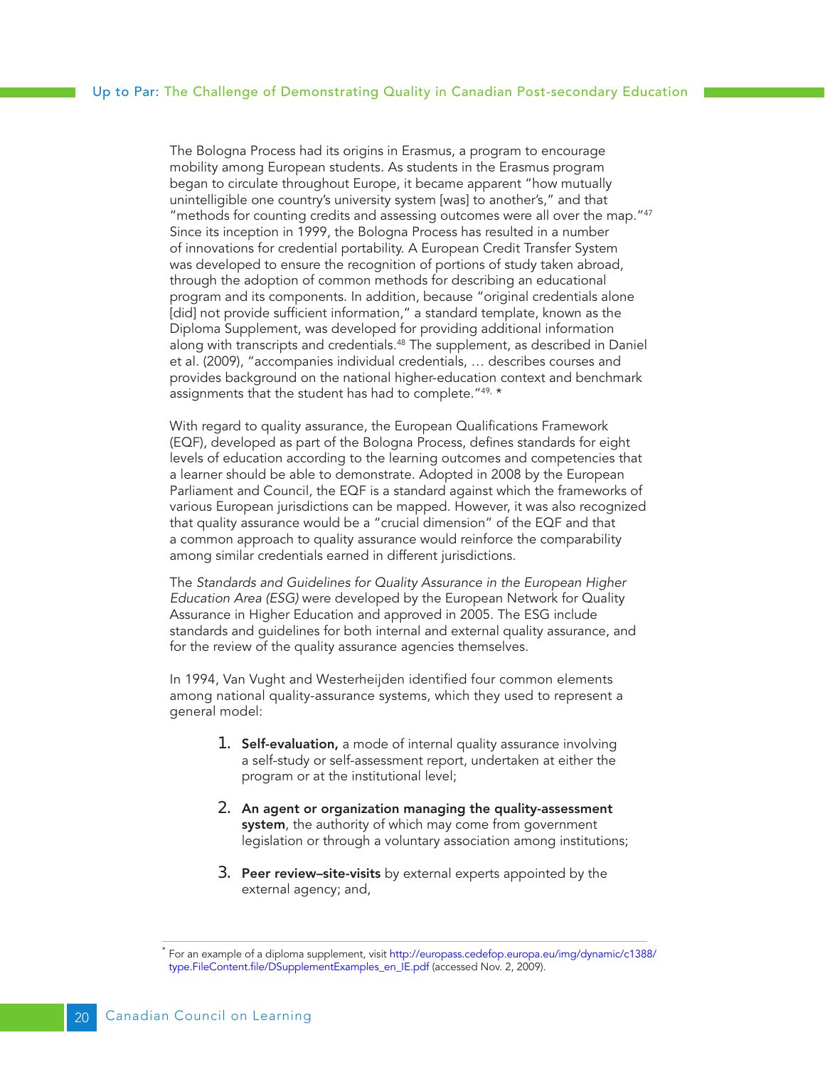The Bologna Process had its origins in Erasmus, a program to encourage mobility among European students. As students in the Erasmus program began to circulate throughout Europe, it became apparent "how mutually unintelligible one country's university system [was] to another's," and that "methods for counting credits and assessing outcomes were all over the map."[47] Since its inception in 1999, the Bologna Process has resulted in a number of innovations for credential portability. A European Credit Transfer System was developed to ensure the recognition of portions of study taken abroad, through the adoption of common methods for describing an educational program and its components. In addition, because "original credentials alone [did] not provide sufficient information," a standard template, known as the Diploma Supplement, was developed for providing additional information along with transcripts and credentials.[48] The supplement, as described in Daniel et al. (2009), "accompanies individual credentials, … describes courses and provides background on the national higher-education context and benchmark assignments that the student has had to complete."[49, *]

With regard to quality assurance, the European Qualifications Framework (EQF), developed as part of the Bologna Process, defines standards for eight levels of education according to the learning outcomes and competencies that a learner should be able to demonstrate. Adopted in 2008 by the European Parliament and Council, the EQF is a standard against which the frameworks of various European jurisdictions can be mapped. However, it was also recognized that quality assurance would be a "crucial dimension" of the EQF and that a common approach to quality assurance would reinforce the comparability among similar credentials earned in different jurisdictions.

The *Standards and Guidelines for Quality Assurance in the European Higher Education Area (ESG)* were developed by the European Network for Quality Assurance in Higher Education and approved in 2005. The ESG include standards and guidelines for both internal and external quality assurance, and for the review of the quality assurance agencies themselves.

In 1994, Van Vught and Westerheijden identified four common elements among national quality-assurance systems, which they used to represent a general model:

1. **Self-evaluation,** a mode of internal quality assurance involving a self-study or self-assessment report, undertaken at either the program or at the institutional level;
2. **An agent or organization managing the quality-assessment system**, the authority of which may come from government legislation or through a voluntary association among institutions;
3. **Peer review–site-visits** by external experts appointed by the external agency; and,

---

[*] For an example of a diploma supplement, visit http://europass.cedefop.europa.eu/img/dynamic/c1388/type.FileContent.file/DSupplementExamples_en_IE.pdf (accessed Nov. 2, 2009).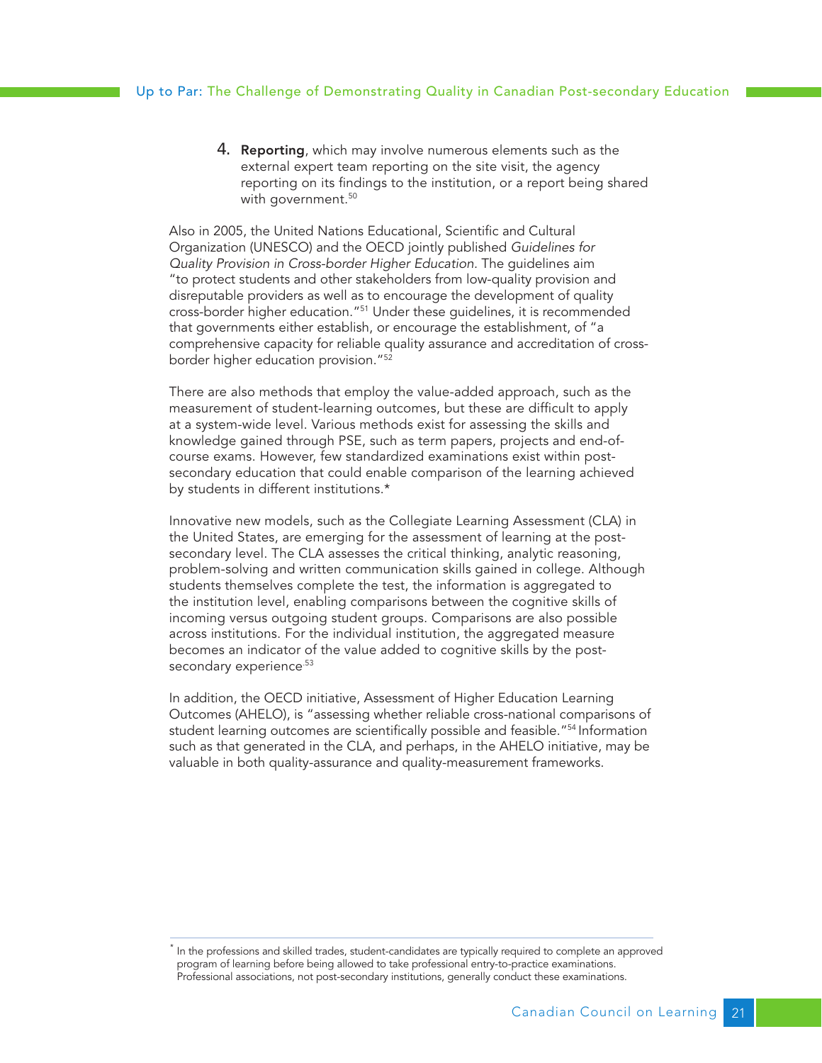4. **Reporting**, which may involve numerous elements such as the external expert team reporting on the site visit, the agency reporting on its findings to the institution, or a report being shared with government.[50]

Also in 2005, the United Nations Educational, Scientific and Cultural Organization (UNESCO) and the OECD jointly published *Guidelines for Quality Provision in Cross-border Higher Education.* The guidelines aim "to protect students and other stakeholders from low-quality provision and disreputable providers as well as to encourage the development of quality cross-border higher education."[51] Under these guidelines, it is recommended that governments either establish, or encourage the establishment, of "a comprehensive capacity for reliable quality assurance and accreditation of cross-border higher education provision."[52]

There are also methods that employ the value-added approach, such as the measurement of student-learning outcomes, but these are difficult to apply at a system-wide level. Various methods exist for assessing the skills and knowledge gained through PSE, such as term papers, projects and end-of-course exams. However, few standardized examinations exist within post-secondary education that could enable comparison of the learning achieved by students in different institutions.*

Innovative new models, such as the Collegiate Learning Assessment (CLA) in the United States, are emerging for the assessment of learning at the post-secondary level. The CLA assesses the critical thinking, analytic reasoning, problem-solving and written communication skills gained in college. Although students themselves complete the test, the information is aggregated to the institution level, enabling comparisons between the cognitive skills of incoming versus outgoing student groups. Comparisons are also possible across institutions. For the individual institution, the aggregated measure becomes an indicator of the value added to cognitive skills by the post-secondary experience.[53]

In addition, the OECD initiative, Assessment of Higher Education Learning Outcomes (AHELO), is "assessing whether reliable cross-national comparisons of student learning outcomes are scientifically possible and feasible."[54] Information such as that generated in the CLA, and perhaps, in the AHELO initiative, may be valuable in both quality-assurance and quality-measurement frameworks.

---

\* In the professions and skilled trades, student-candidates are typically required to complete an approved program of learning before being allowed to take professional entry-to-practice examinations. Professional associations, not post-secondary institutions, generally conduct these examinations.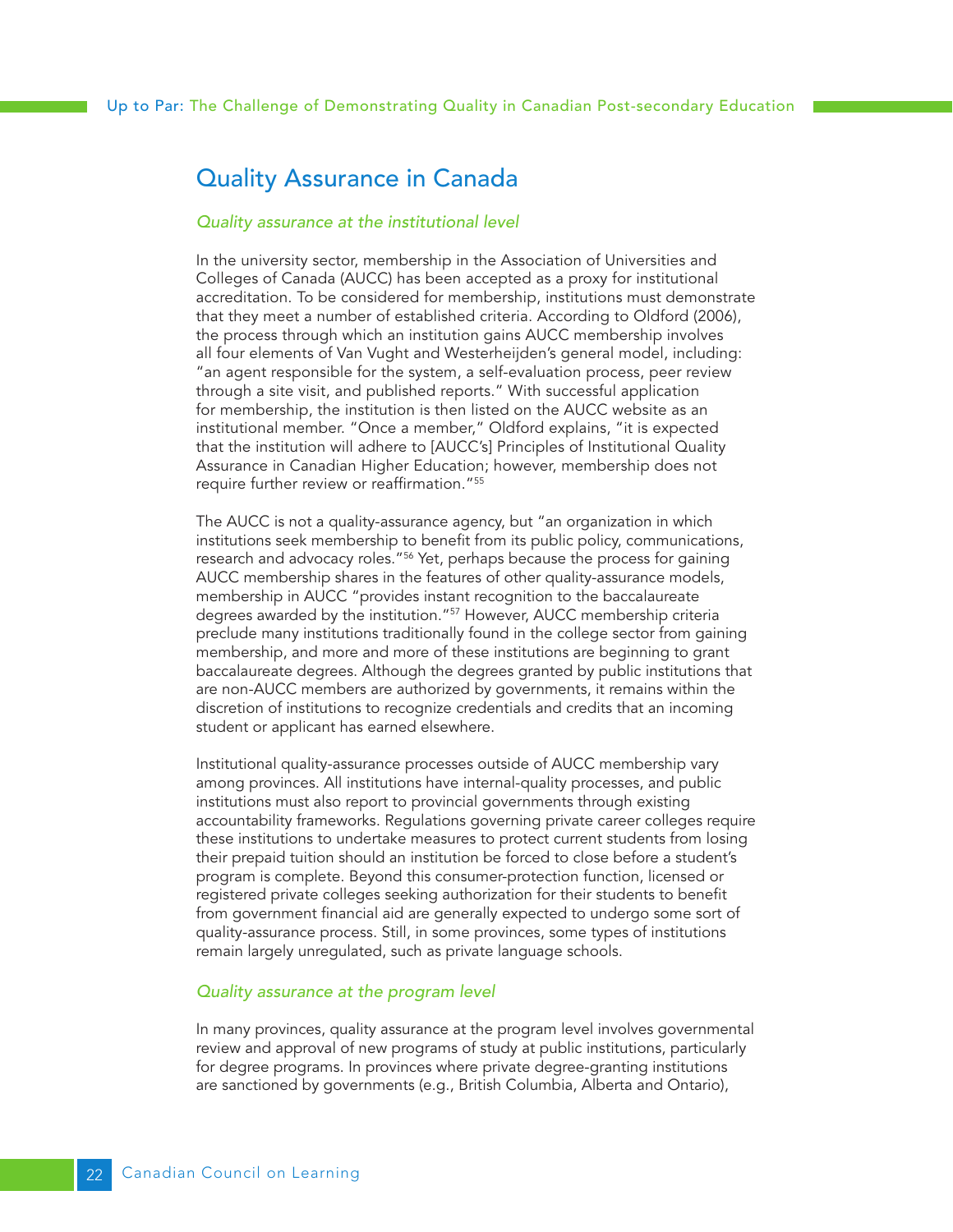## Quality Assurance in Canada

### *Quality assurance at the institutional level*

In the university sector, membership in the Association of Universities and Colleges of Canada (AUCC) has been accepted as a proxy for institutional accreditation. To be considered for membership, institutions must demonstrate that they meet a number of established criteria. According to Oldford (2006), the process through which an institution gains AUCC membership involves all four elements of Van Vught and Westerheijden's general model, including: "an agent responsible for the system, a self-evaluation process, peer review through a site visit, and published reports." With successful application for membership, the institution is then listed on the AUCC website as an institutional member. "Once a member," Oldford explains, "it is expected that the institution will adhere to [AUCC's] Principles of Institutional Quality Assurance in Canadian Higher Education; however, membership does not require further review or reaffirmation."[55]

The AUCC is not a quality-assurance agency, but "an organization in which institutions seek membership to benefit from its public policy, communications, research and advocacy roles."[56] Yet, perhaps because the process for gaining AUCC membership shares in the features of other quality-assurance models, membership in AUCC "provides instant recognition to the baccalaureate degrees awarded by the institution."[57] However, AUCC membership criteria preclude many institutions traditionally found in the college sector from gaining membership, and more and more of these institutions are beginning to grant baccalaureate degrees. Although the degrees granted by public institutions that are non-AUCC members are authorized by governments, it remains within the discretion of institutions to recognize credentials and credits that an incoming student or applicant has earned elsewhere.

Institutional quality-assurance processes outside of AUCC membership vary among provinces. All institutions have internal-quality processes, and public institutions must also report to provincial governments through existing accountability frameworks. Regulations governing private career colleges require these institutions to undertake measures to protect current students from losing their prepaid tuition should an institution be forced to close before a student's program is complete. Beyond this consumer-protection function, licensed or registered private colleges seeking authorization for their students to benefit from government financial aid are generally expected to undergo some sort of quality-assurance process. Still, in some provinces, some types of institutions remain largely unregulated, such as private language schools.

### *Quality assurance at the program level*

In many provinces, quality assurance at the program level involves governmental review and approval of new programs of study at public institutions, particularly for degree programs. In provinces where private degree-granting institutions are sanctioned by governments (e.g., British Columbia, Alberta and Ontario),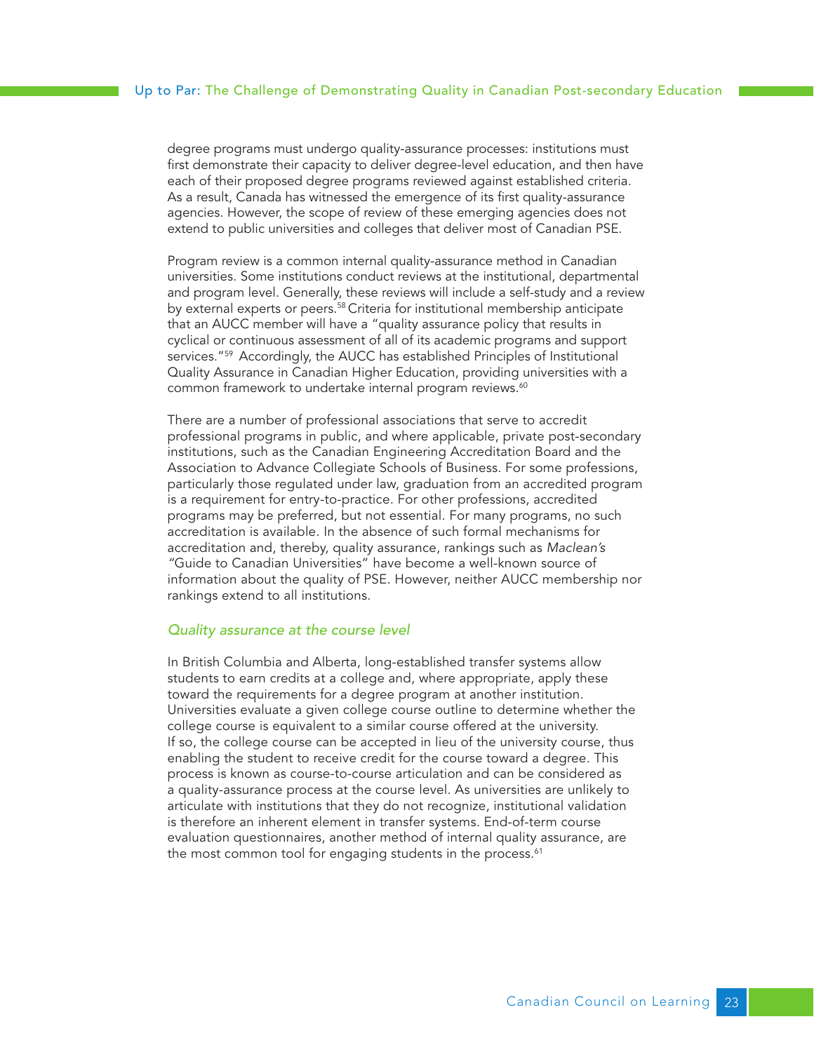degree programs must undergo quality-assurance processes: institutions must first demonstrate their capacity to deliver degree-level education, and then have each of their proposed degree programs reviewed against established criteria. As a result, Canada has witnessed the emergence of its first quality-assurance agencies. However, the scope of review of these emerging agencies does not extend to public universities and colleges that deliver most of Canadian PSE.

Program review is a common internal quality-assurance method in Canadian universities. Some institutions conduct reviews at the institutional, departmental and program level. Generally, these reviews will include a self-study and a review by external experts or peers.[58] Criteria for institutional membership anticipate that an AUCC member will have a "quality assurance policy that results in cyclical or continuous assessment of all of its academic programs and support services."[59] Accordingly, the AUCC has established Principles of Institutional Quality Assurance in Canadian Higher Education, providing universities with a common framework to undertake internal program reviews.[60]

There are a number of professional associations that serve to accredit professional programs in public, and where applicable, private post-secondary institutions, such as the Canadian Engineering Accreditation Board and the Association to Advance Collegiate Schools of Business. For some professions, particularly those regulated under law, graduation from an accredited program is a requirement for entry-to-practice. For other professions, accredited programs may be preferred, but not essential. For many programs, no such accreditation is available. In the absence of such formal mechanisms for accreditation and, thereby, quality assurance, rankings such as *Maclean's* "Guide to Canadian Universities" have become a well-known source of information about the quality of PSE. However, neither AUCC membership nor rankings extend to all institutions.

### *Quality assurance at the course level*

In British Columbia and Alberta, long-established transfer systems allow students to earn credits at a college and, where appropriate, apply these toward the requirements for a degree program at another institution. Universities evaluate a given college course outline to determine whether the college course is equivalent to a similar course offered at the university. If so, the college course can be accepted in lieu of the university course, thus enabling the student to receive credit for the course toward a degree. This process is known as course-to-course articulation and can be considered as a quality-assurance process at the course level. As universities are unlikely to articulate with institutions that they do not recognize, institutional validation is therefore an inherent element in transfer systems. End-of-term course evaluation questionnaires, another method of internal quality assurance, are the most common tool for engaging students in the process.[61]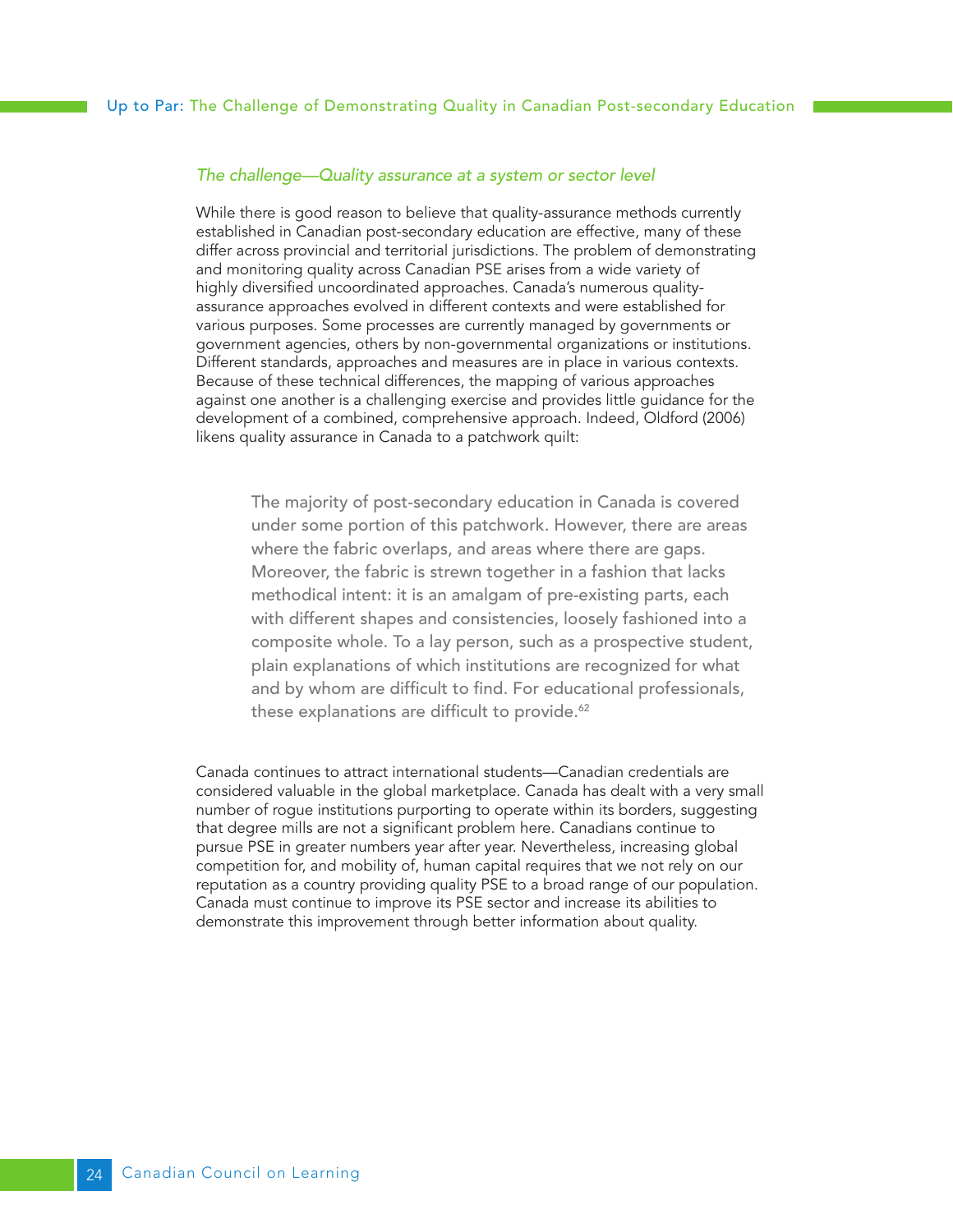### *The challenge—Quality assurance at a system or sector level*

While there is good reason to believe that quality-assurance methods currently established in Canadian post-secondary education are effective, many of these differ across provincial and territorial jurisdictions. The problem of demonstrating and monitoring quality across Canadian PSE arises from a wide variety of highly diversified uncoordinated approaches. Canada's numerous quality-assurance approaches evolved in different contexts and were established for various purposes. Some processes are currently managed by governments or government agencies, others by non-governmental organizations or institutions. Different standards, approaches and measures are in place in various contexts. Because of these technical differences, the mapping of various approaches against one another is a challenging exercise and provides little guidance for the development of a combined, comprehensive approach. Indeed, Oldford (2006) likens quality assurance in Canada to a patchwork quilt:

> The majority of post-secondary education in Canada is covered under some portion of this patchwork. However, there are areas where the fabric overlaps, and areas where there are gaps. Moreover, the fabric is strewn together in a fashion that lacks methodical intent: it is an amalgam of pre-existing parts, each with different shapes and consistencies, loosely fashioned into a composite whole. To a lay person, such as a prospective student, plain explanations of which institutions are recognized for what and by whom are difficult to find. For educational professionals, these explanations are difficult to provide.[62]

Canada continues to attract international students—Canadian credentials are considered valuable in the global marketplace. Canada has dealt with a very small number of rogue institutions purporting to operate within its borders, suggesting that degree mills are not a significant problem here. Canadians continue to pursue PSE in greater numbers year after year. Nevertheless, increasing global competition for, and mobility of, human capital requires that we not rely on our reputation as a country providing quality PSE to a broad range of our population. Canada must continue to improve its PSE sector and increase its abilities to demonstrate this improvement through better information about quality.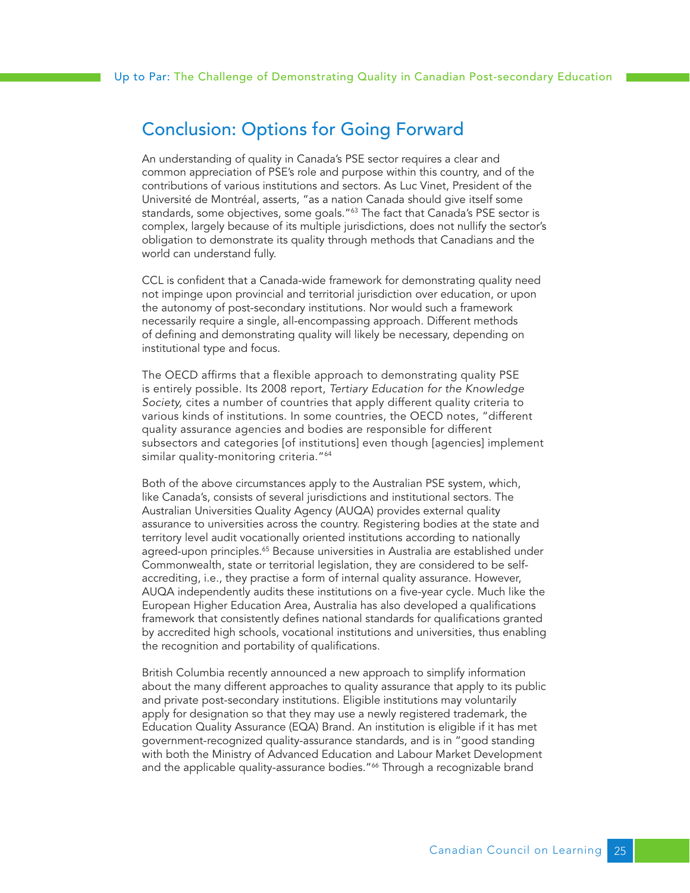## Conclusion: Options for Going Forward

An understanding of quality in Canada's PSE sector requires a clear and common appreciation of PSE's role and purpose within this country, and of the contributions of various institutions and sectors. As Luc Vinet, President of the Université de Montréal, asserts, "as a nation Canada should give itself some standards, some objectives, some goals."[63] The fact that Canada's PSE sector is complex, largely because of its multiple jurisdictions, does not nullify the sector's obligation to demonstrate its quality through methods that Canadians and the world can understand fully.

CCL is confident that a Canada-wide framework for demonstrating quality need not impinge upon provincial and territorial jurisdiction over education, or upon the autonomy of post-secondary institutions. Nor would such a framework necessarily require a single, all-encompassing approach. Different methods of defining and demonstrating quality will likely be necessary, depending on institutional type and focus.

The OECD affirms that a flexible approach to demonstrating quality PSE is entirely possible. Its 2008 report, *Tertiary Education for the Knowledge Society,* cites a number of countries that apply different quality criteria to various kinds of institutions. In some countries, the OECD notes, "different quality assurance agencies and bodies are responsible for different subsectors and categories [of institutions] even though [agencies] implement similar quality-monitoring criteria."[64]

Both of the above circumstances apply to the Australian PSE system, which, like Canada's, consists of several jurisdictions and institutional sectors. The Australian Universities Quality Agency (AUQA) provides external quality assurance to universities across the country. Registering bodies at the state and territory level audit vocationally oriented institutions according to nationally agreed-upon principles.[65] Because universities in Australia are established under Commonwealth, state or territorial legislation, they are considered to be self-accrediting, i.e., they practise a form of internal quality assurance. However, AUQA independently audits these institutions on a five-year cycle. Much like the European Higher Education Area, Australia has also developed a qualifications framework that consistently defines national standards for qualifications granted by accredited high schools, vocational institutions and universities, thus enabling the recognition and portability of qualifications.

British Columbia recently announced a new approach to simplify information about the many different approaches to quality assurance that apply to its public and private post-secondary institutions. Eligible institutions may voluntarily apply for designation so that they may use a newly registered trademark, the Education Quality Assurance (EQA) Brand. An institution is eligible if it has met government-recognized quality-assurance standards, and is in "good standing with both the Ministry of Advanced Education and Labour Market Development and the applicable quality-assurance bodies."[66] Through a recognizable brand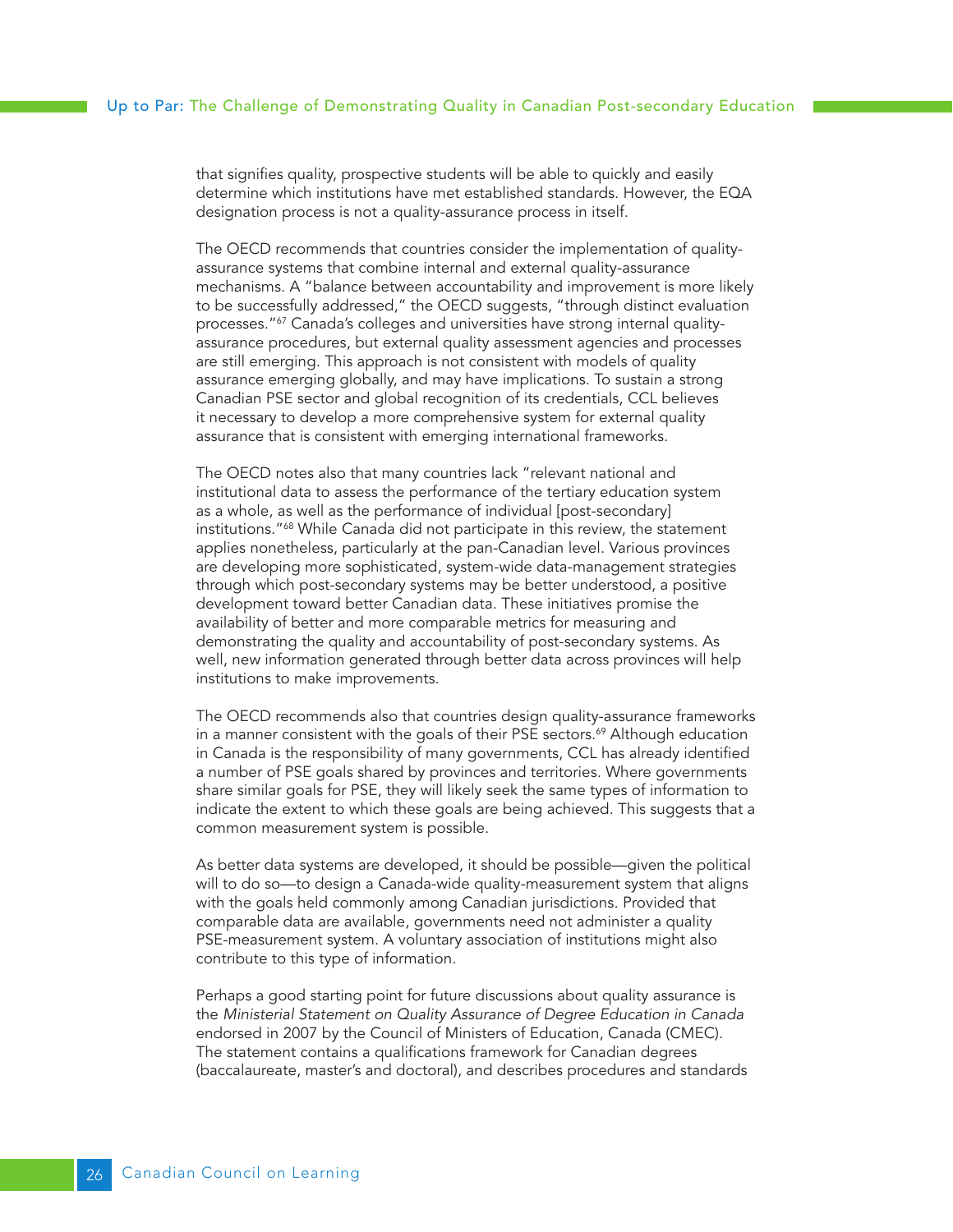that signifies quality, prospective students will be able to quickly and easily determine which institutions have met established standards. However, the EQA designation process is not a quality-assurance process in itself.

The OECD recommends that countries consider the implementation of quality-assurance systems that combine internal and external quality-assurance mechanisms. A "balance between accountability and improvement is more likely to be successfully addressed," the OECD suggests, "through distinct evaluation processes."[67] Canada's colleges and universities have strong internal quality-assurance procedures, but external quality assessment agencies and processes are still emerging. This approach is not consistent with models of quality assurance emerging globally, and may have implications. To sustain a strong Canadian PSE sector and global recognition of its credentials, CCL believes it necessary to develop a more comprehensive system for external quality assurance that is consistent with emerging international frameworks.

The OECD notes also that many countries lack "relevant national and institutional data to assess the performance of the tertiary education system as a whole, as well as the performance of individual [post-secondary] institutions."[68] While Canada did not participate in this review, the statement applies nonetheless, particularly at the pan-Canadian level. Various provinces are developing more sophisticated, system-wide data-management strategies through which post-secondary systems may be better understood, a positive development toward better Canadian data. These initiatives promise the availability of better and more comparable metrics for measuring and demonstrating the quality and accountability of post-secondary systems. As well, new information generated through better data across provinces will help institutions to make improvements.

The OECD recommends also that countries design quality-assurance frameworks in a manner consistent with the goals of their PSE sectors.[69] Although education in Canada is the responsibility of many governments, CCL has already identified a number of PSE goals shared by provinces and territories. Where governments share similar goals for PSE, they will likely seek the same types of information to indicate the extent to which these goals are being achieved. This suggests that a common measurement system is possible.

As better data systems are developed, it should be possible—given the political will to do so—to design a Canada-wide quality-measurement system that aligns with the goals held commonly among Canadian jurisdictions. Provided that comparable data are available, governments need not administer a quality PSE-measurement system. A voluntary association of institutions might also contribute to this type of information.

Perhaps a good starting point for future discussions about quality assurance is the *Ministerial Statement on Quality Assurance of Degree Education in Canada* endorsed in 2007 by the Council of Ministers of Education, Canada (CMEC). The statement contains a qualifications framework for Canadian degrees (baccalaureate, master's and doctoral), and describes procedures and standards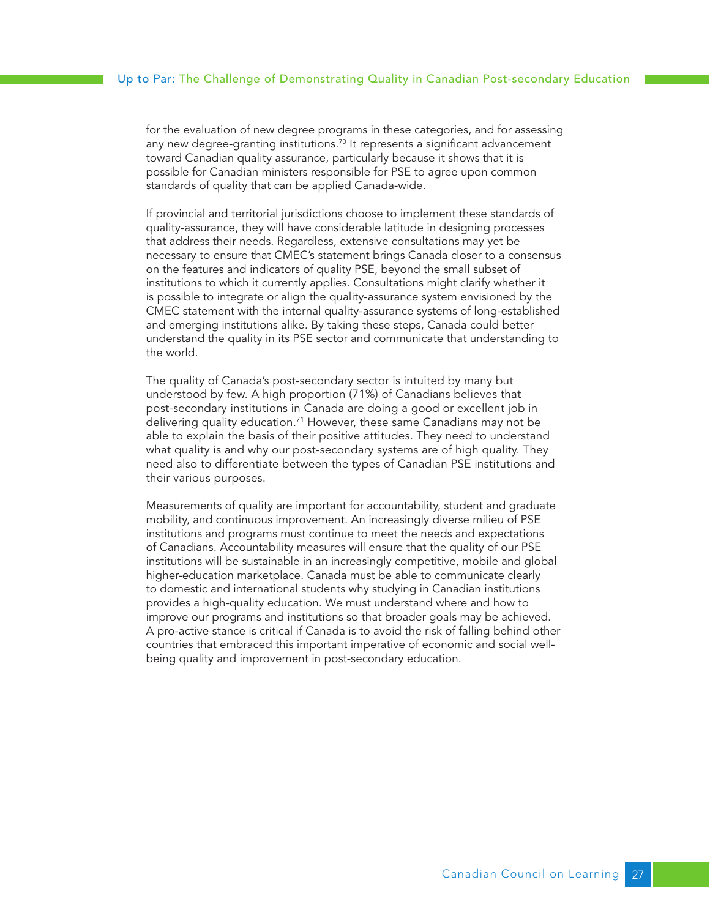for the evaluation of new degree programs in these categories, and for assessing any new degree-granting institutions.[70] It represents a significant advancement toward Canadian quality assurance, particularly because it shows that it is possible for Canadian ministers responsible for PSE to agree upon common standards of quality that can be applied Canada-wide.

If provincial and territorial jurisdictions choose to implement these standards of quality-assurance, they will have considerable latitude in designing processes that address their needs. Regardless, extensive consultations may yet be necessary to ensure that CMEC's statement brings Canada closer to a consensus on the features and indicators of quality PSE, beyond the small subset of institutions to which it currently applies. Consultations might clarify whether it is possible to integrate or align the quality-assurance system envisioned by the CMEC statement with the internal quality-assurance systems of long-established and emerging institutions alike. By taking these steps, Canada could better understand the quality in its PSE sector and communicate that understanding to the world.

The quality of Canada's post-secondary sector is intuited by many but understood by few. A high proportion (71%) of Canadians believes that post-secondary institutions in Canada are doing a good or excellent job in delivering quality education.[71] However, these same Canadians may not be able to explain the basis of their positive attitudes. They need to understand what quality is and why our post-secondary systems are of high quality. They need also to differentiate between the types of Canadian PSE institutions and their various purposes.

Measurements of quality are important for accountability, student and graduate mobility, and continuous improvement. An increasingly diverse milieu of PSE institutions and programs must continue to meet the needs and expectations of Canadians. Accountability measures will ensure that the quality of our PSE institutions will be sustainable in an increasingly competitive, mobile and global higher-education marketplace. Canada must be able to communicate clearly to domestic and international students why studying in Canadian institutions provides a high-quality education. We must understand where and how to improve our programs and institutions so that broader goals may be achieved. A pro-active stance is critical if Canada is to avoid the risk of falling behind other countries that embraced this important imperative of economic and social well-being quality and improvement in post-secondary education.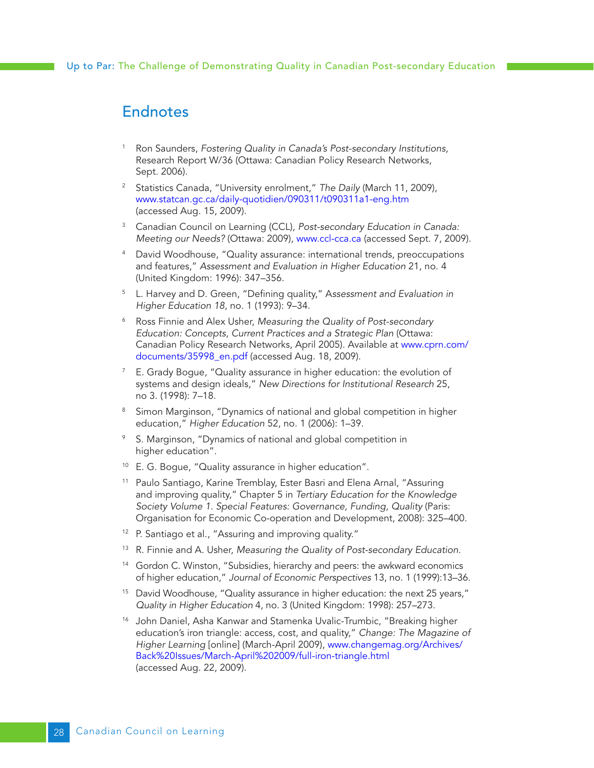## Endnotes

1. Ron Saunders, *Fostering Quality in Canada's Post-secondary Institutions,* Research Report W/36 (Ottawa: Canadian Policy Research Networks, Sept. 2006).
2. Statistics Canada, "University enrolment," *The Daily* (March 11, 2009), www.statcan.gc.ca/daily-quotidien/090311/t090311a1-eng.htm (accessed Aug. 15, 2009).
3. Canadian Council on Learning (CCL), *Post-secondary Education in Canada: Meeting our Needs?* (Ottawa: 2009), www.ccl-cca.ca (accessed Sept. 7, 2009).
4. David Woodhouse, "Quality assurance: international trends, preoccupations and features," *Assessment and Evaluation in Higher Education* 21, no. 4 (United Kingdom: 1996): 347–356.
5. L. Harvey and D. Green, "Defining quality," *Assessment and Evaluation in Higher Education 18*, no. 1 (1993): 9–34.
6. Ross Finnie and Alex Usher, *Measuring the Quality of Post-secondary Education: Concepts, Current Practices and a Strategic Plan* (Ottawa: Canadian Policy Research Networks, April 2005). Available at www.cprn.com/documents/35998_en.pdf (accessed Aug. 18, 2009).
7. E. Grady Bogue, "Quality assurance in higher education: the evolution of systems and design ideals," *New Directions for Institutional Research* 25, no 3. (1998): 7–18.
8. Simon Marginson, "Dynamics of national and global competition in higher education," *Higher Education* 52, no. 1 (2006): 1–39.
9. S. Marginson, "Dynamics of national and global competition in higher education".
10. E. G. Bogue, "Quality assurance in higher education".
11. Paulo Santiago, Karine Tremblay, Ester Basri and Elena Arnal, "Assuring and improving quality," Chapter 5 in *Tertiary Education for the Knowledge Society Volume 1. Special Features: Governance, Funding, Quality* (Paris: Organisation for Economic Co-operation and Development, 2008): 325–400.
12. P. Santiago et al., "Assuring and improving quality."
13. R. Finnie and A. Usher, *Measuring the Quality of Post-secondary Education.*
14. Gordon C. Winston, "Subsidies, hierarchy and peers: the awkward economics of higher education," *Journal of Economic Perspectives* 13, no. 1 (1999):13–36.
15. David Woodhouse, "Quality assurance in higher education: the next 25 years," *Quality in Higher Education* 4, no. 3 (United Kingdom: 1998): 257–273.
16. John Daniel, Asha Kanwar and Stamenka Uvalic-Trumbic, "Breaking higher education's iron triangle: access, cost, and quality," *Change: The Magazine of Higher Learning* [online] (March-April 2009), www.changemag.org/Archives/Back%20Issues/March-April%202009/full-iron-triangle.html (accessed Aug. 22, 2009).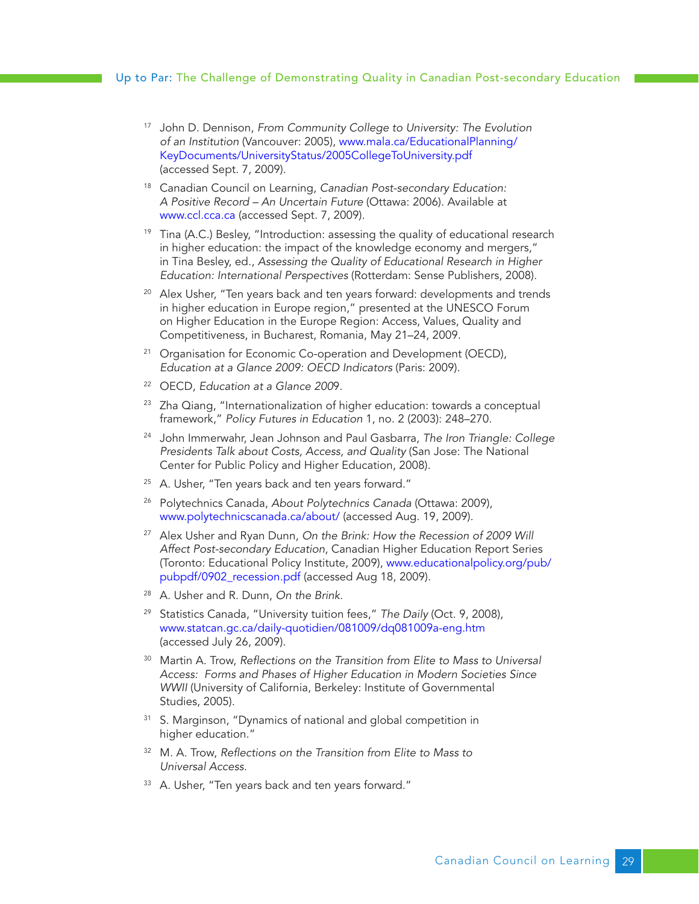[17] John D. Dennison, *From Community College to University: The Evolution of an Institution* (Vancouver: 2005), www.mala.ca/EducationalPlanning/KeyDocuments/UniversityStatus/2005CollegeToUniversity.pdf (accessed Sept. 7, 2009).

[18] Canadian Council on Learning, *Canadian Post-secondary Education: A Positive Record – An Uncertain Future* (Ottawa: 2006). Available at www.ccl.cca.ca (accessed Sept. 7, 2009).

[19] Tina (A.C.) Besley, "Introduction: assessing the quality of educational research in higher education: the impact of the knowledge economy and mergers," in Tina Besley, ed., *Assessing the Quality of Educational Research in Higher Education: International Perspectives* (Rotterdam: Sense Publishers, 2008).

[20] Alex Usher, "Ten years back and ten years forward: developments and trends in higher education in Europe region," presented at the UNESCO Forum on Higher Education in the Europe Region: Access, Values, Quality and Competitiveness, in Bucharest, Romania, May 21–24, 2009.

[21] Organisation for Economic Co-operation and Development (OECD), *Education at a Glance 2009: OECD Indicators* (Paris: 2009).

[22] OECD, *Education at a Glance 2009*.

[23] Zha Qiang, "Internationalization of higher education: towards a conceptual framework," *Policy Futures in Education* 1, no. 2 (2003): 248–270.

[24] John Immerwahr, Jean Johnson and Paul Gasbarra, *The Iron Triangle: College Presidents Talk about Costs, Access, and Quality* (San Jose: The National Center for Public Policy and Higher Education, 2008).

[25] A. Usher, "Ten years back and ten years forward."

[26] Polytechnics Canada, *About Polytechnics Canada* (Ottawa: 2009), www.polytechnicscanada.ca/about/ (accessed Aug. 19, 2009).

[27] Alex Usher and Ryan Dunn, *On the Brink: How the Recession of 2009 Will Affect Post-secondary Education*, Canadian Higher Education Report Series (Toronto: Educational Policy Institute, 2009), www.educationalpolicy.org/pub/pubpdf/0902_recession.pdf (accessed Aug 18, 2009).

[28] A. Usher and R. Dunn, *On the Brink*.

[29] Statistics Canada, "University tuition fees," *The Daily* (Oct. 9, 2008), www.statcan.gc.ca/daily-quotidien/081009/dq081009a-eng.htm (accessed July 26, 2009).

[30] Martin A. Trow, *Reflections on the Transition from Elite to Mass to Universal Access: Forms and Phases of Higher Education in Modern Societies Since WWII* (University of California, Berkeley: Institute of Governmental Studies, 2005).

[31] S. Marginson, "Dynamics of national and global competition in higher education."

[32] M. A. Trow, *Reflections on the Transition from Elite to Mass to Universal Access*.

[33] A. Usher, "Ten years back and ten years forward."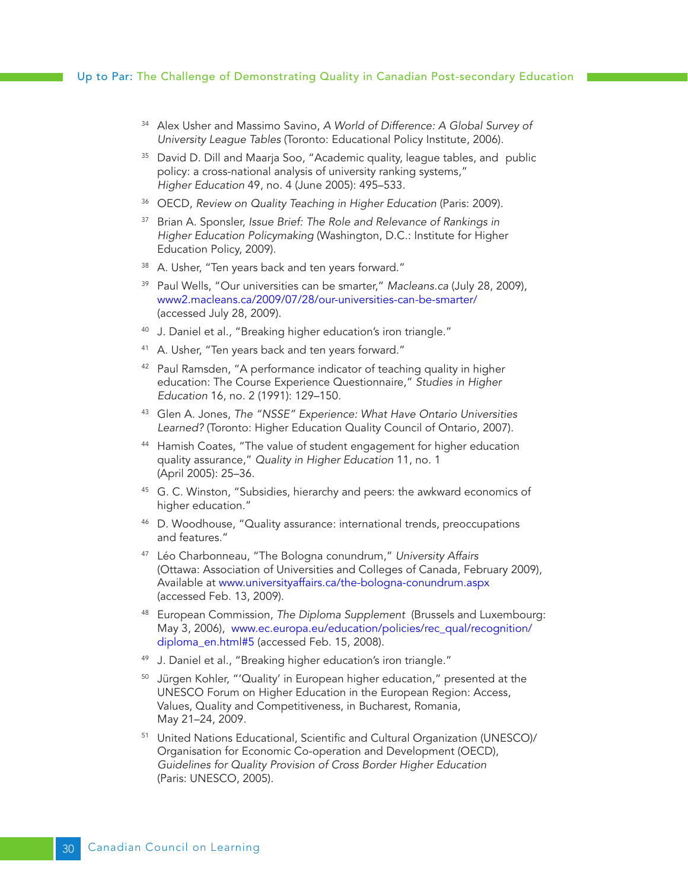[34] Alex Usher and Massimo Savino, *A World of Difference: A Global Survey of University League Tables* (Toronto: Educational Policy Institute, 2006).

[35] David D. Dill and Maarja Soo, "Academic quality, league tables, and public policy: a cross-national analysis of university ranking systems," *Higher Education* 49, no. 4 (June 2005): 495–533.

[36] OECD, *Review on Quality Teaching in Higher Education* (Paris: 2009).

[37] Brian A. Sponsler, *Issue Brief: The Role and Relevance of Rankings in Higher Education Policymaking* (Washington, D.C.: Institute for Higher Education Policy, 2009).

[38] A. Usher, "Ten years back and ten years forward."

[39] Paul Wells, "Our universities can be smarter," *Macleans.ca* (July 28, 2009), www2.macleans.ca/2009/07/28/our-universities-can-be-smarter/ (accessed July 28, 2009).

[40] J. Daniel et al., "Breaking higher education's iron triangle."

[41] A. Usher, "Ten years back and ten years forward."

[42] Paul Ramsden, "A performance indicator of teaching quality in higher education: The Course Experience Questionnaire," *Studies in Higher Education* 16, no. 2 (1991): 129–150.

[43] Glen A. Jones, *The "NSSE" Experience: What Have Ontario Universities Learned?* (Toronto: Higher Education Quality Council of Ontario, 2007).

[44] Hamish Coates, "The value of student engagement for higher education quality assurance," *Quality in Higher Education* 11, no. 1 (April 2005): 25–36.

[45] G. C. Winston, "Subsidies, hierarchy and peers: the awkward economics of higher education."

[46] D. Woodhouse, "Quality assurance: international trends, preoccupations and features."

[47] Léo Charbonneau, "The Bologna conundrum," *University Affairs* (Ottawa: Association of Universities and Colleges of Canada, February 2009), Available at www.universityaffairs.ca/the-bologna-conundrum.aspx (accessed Feb. 13, 2009).

[48] European Commission, *The Diploma Supplement* (Brussels and Luxembourg: May 3, 2006), www.ec.europa.eu/education/policies/rec_qual/recognition/diploma_en.html#5 (accessed Feb. 15, 2008).

[49] J. Daniel et al., "Breaking higher education's iron triangle."

[50] Jürgen Kohler, "'Quality' in European higher education," presented at the UNESCO Forum on Higher Education in the European Region: Access, Values, Quality and Competitiveness, in Bucharest, Romania, May 21–24, 2009.

[51] United Nations Educational, Scientific and Cultural Organization (UNESCO)/Organisation for Economic Co-operation and Development (OECD), *Guidelines for Quality Provision of Cross Border Higher Education* (Paris: UNESCO, 2005).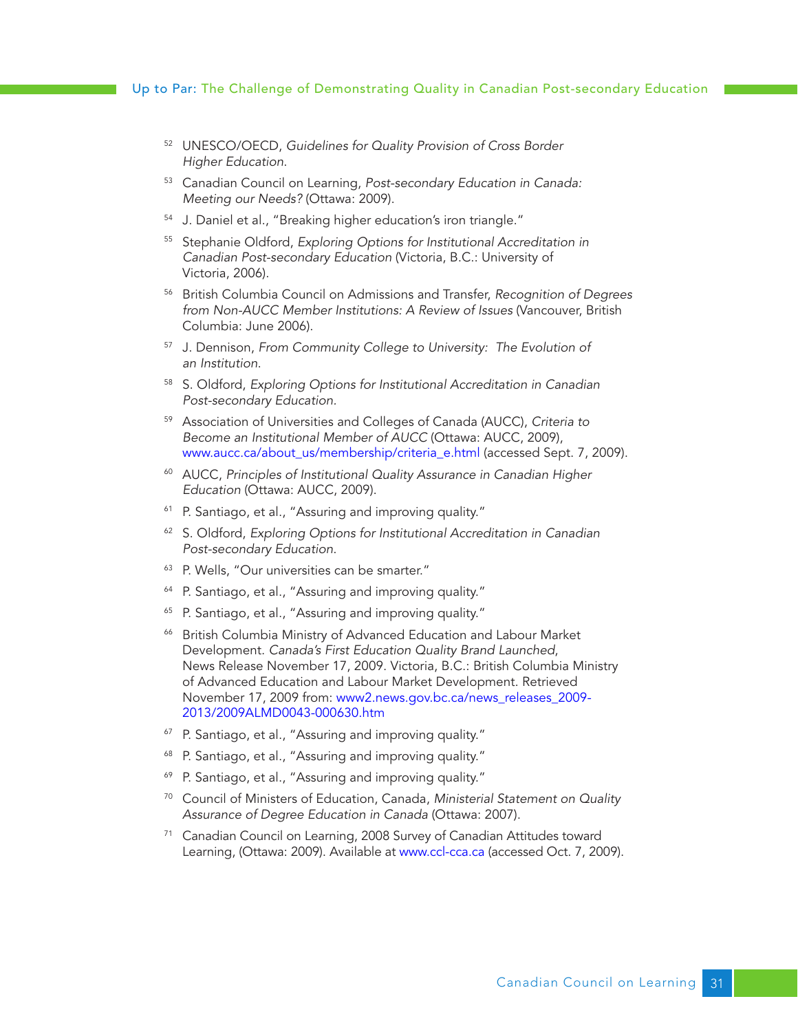[52] UNESCO/OECD, *Guidelines for Quality Provision of Cross Border Higher Education*.

[53] Canadian Council on Learning, *Post-secondary Education in Canada: Meeting our Needs?* (Ottawa: 2009).

[54] J. Daniel et al., "Breaking higher education's iron triangle."

[55] Stephanie Oldford, *Exploring Options for Institutional Accreditation in Canadian Post-secondary Education* (Victoria, B.C.: University of Victoria, 2006).

[56] British Columbia Council on Admissions and Transfer, *Recognition of Degrees from Non-AUCC Member Institutions: A Review of Issues* (Vancouver, British Columbia: June 2006).

[57] J. Dennison, *From Community College to University: The Evolution of an Institution*.

[58] S. Oldford, *Exploring Options for Institutional Accreditation in Canadian Post-secondary Education*.

[59] Association of Universities and Colleges of Canada (AUCC), *Criteria to Become an Institutional Member of AUCC* (Ottawa: AUCC, 2009), www.aucc.ca/about_us/membership/criteria_e.html (accessed Sept. 7, 2009).

[60] AUCC, *Principles of Institutional Quality Assurance in Canadian Higher Education* (Ottawa: AUCC, 2009).

[61] P. Santiago, et al., "Assuring and improving quality."

[62] S. Oldford, *Exploring Options for Institutional Accreditation in Canadian Post-secondary Education*.

[63] P. Wells, "Our universities can be smarter."

[64] P. Santiago, et al., "Assuring and improving quality."

[65] P. Santiago, et al., "Assuring and improving quality."

[66] British Columbia Ministry of Advanced Education and Labour Market Development. *Canada's First Education Quality Brand Launched*, News Release November 17, 2009. Victoria, B.C.: British Columbia Ministry of Advanced Education and Labour Market Development. Retrieved November 17, 2009 from: www2.news.gov.bc.ca/news_releases_2009-2013/2009ALMD0043-000630.htm

[67] P. Santiago, et al., "Assuring and improving quality."

[68] P. Santiago, et al., "Assuring and improving quality."

[69] P. Santiago, et al., "Assuring and improving quality."

[70] Council of Ministers of Education, Canada, *Ministerial Statement on Quality Assurance of Degree Education in Canada* (Ottawa: 2007).

[71] Canadian Council on Learning, 2008 Survey of Canadian Attitudes toward Learning, (Ottawa: 2009). Available at www.ccl-cca.ca (accessed Oct. 7, 2009).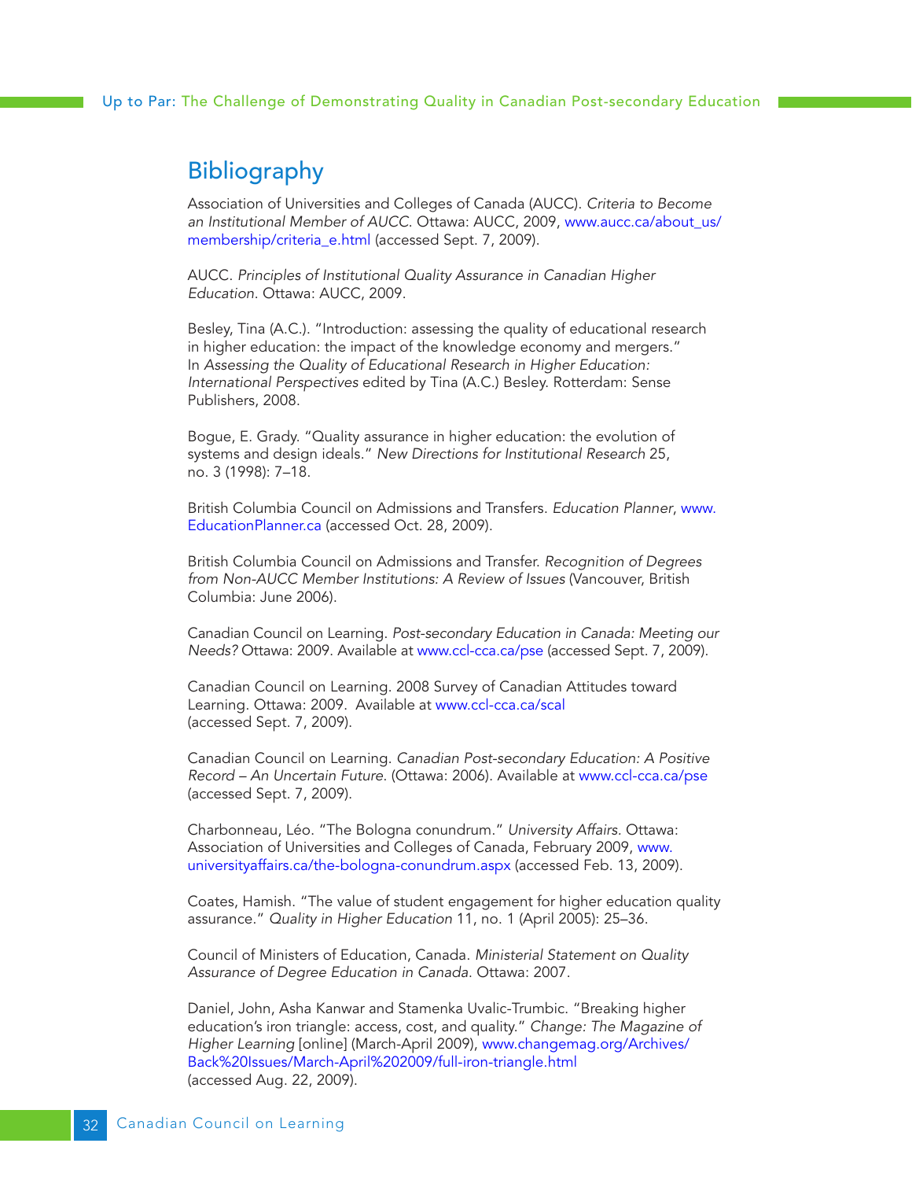## Bibliography

Association of Universities and Colleges of Canada (AUCC). *Criteria to Become an Institutional Member of AUCC*. Ottawa: AUCC, 2009, www.aucc.ca/about_us/membership/criteria_e.html (accessed Sept. 7, 2009).

AUCC. *Principles of Institutional Quality Assurance in Canadian Higher Education*. Ottawa: AUCC, 2009.

Besley, Tina (A.C.). "Introduction: assessing the quality of educational research in higher education: the impact of the knowledge economy and mergers." In *Assessing the Quality of Educational Research in Higher Education: International Perspectives* edited by Tina (A.C.) Besley. Rotterdam: Sense Publishers, 2008.

Bogue, E. Grady. "Quality assurance in higher education: the evolution of systems and design ideals." *New Directions for Institutional Research* 25, no. 3 (1998): 7–18.

British Columbia Council on Admissions and Transfers. *Education Planner*, www.EducationPlanner.ca (accessed Oct. 28, 2009).

British Columbia Council on Admissions and Transfer. *Recognition of Degrees from Non-AUCC Member Institutions: A Review of Issues* (Vancouver, British Columbia: June 2006).

Canadian Council on Learning. *Post-secondary Education in Canada: Meeting our Needs?* Ottawa: 2009. Available at www.ccl-cca.ca/pse (accessed Sept. 7, 2009).

Canadian Council on Learning. 2008 Survey of Canadian Attitudes toward Learning. Ottawa: 2009. Available at www.ccl-cca.ca/scal (accessed Sept. 7, 2009).

Canadian Council on Learning. *Canadian Post-secondary Education: A Positive Record – An Uncertain Future*. (Ottawa: 2006). Available at www.ccl-cca.ca/pse (accessed Sept. 7, 2009).

Charbonneau, Léo. "The Bologna conundrum." *University Affairs*. Ottawa: Association of Universities and Colleges of Canada, February 2009, www.universityaffairs.ca/the-bologna-conundrum.aspx (accessed Feb. 13, 2009).

Coates, Hamish. "The value of student engagement for higher education quality assurance." *Quality in Higher Education* 11, no. 1 (April 2005): 25–36.

Council of Ministers of Education, Canada. *Ministerial Statement on Quality Assurance of Degree Education in Canada*. Ottawa: 2007.

Daniel, John, Asha Kanwar and Stamenka Uvalic-Trumbic. "Breaking higher education's iron triangle: access, cost, and quality." *Change: The Magazine of Higher Learning* [online] (March-April 2009), www.changemag.org/Archives/Back%20Issues/March-April%202009/full-iron-triangle.html (accessed Aug. 22, 2009).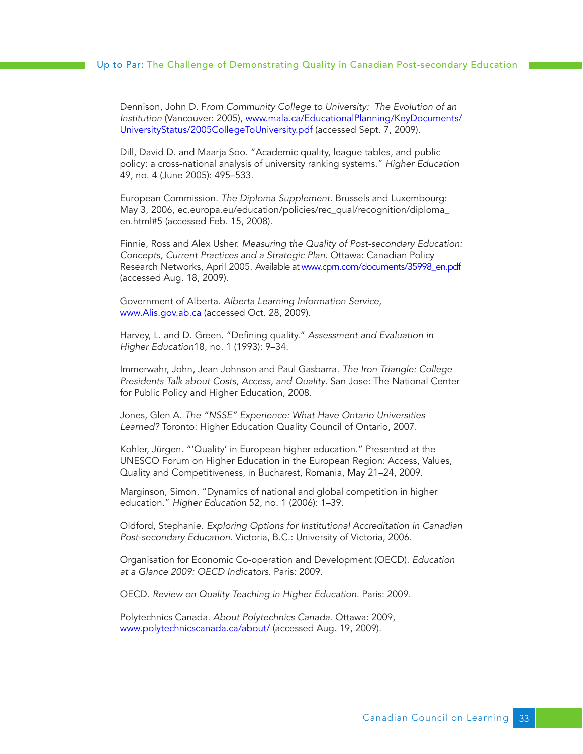Dennison, John D. F*rom Community College to University: The Evolution of an Institution* (Vancouver: 2005), www.mala.ca/EducationalPlanning/KeyDocuments/UniversityStatus/2005CollegeToUniversity.pdf (accessed Sept. 7, 2009).

Dill, David D. and Maarja Soo. "Academic quality, league tables, and public policy: a cross-national analysis of university ranking systems." *Higher Education* 49, no. 4 (June 2005): 495–533.

European Commission. *The Diploma Supplement*. Brussels and Luxembourg: May 3, 2006, ec.europa.eu/education/policies/rec_qual/recognition/diploma_en.html#5 (accessed Feb. 15, 2008).

Finnie, Ross and Alex Usher. *Measuring the Quality of Post-secondary Education: Concepts, Current Practices and a Strategic Plan*. Ottawa: Canadian Policy Research Networks, April 2005. Available at www.cprn.com/documents/35998_en.pdf (accessed Aug. 18, 2009).

Government of Alberta. *Alberta Learning Information Service*, www.Alis.gov.ab.ca (accessed Oct. 28, 2009).

Harvey, L. and D. Green. "Defining quality." *Assessment and Evaluation in Higher Education*18, no. 1 (1993): 9–34.

Immerwahr, John, Jean Johnson and Paul Gasbarra. *The Iron Triangle: College Presidents Talk about Costs, Access, and Quality*. San Jose: The National Center for Public Policy and Higher Education, 2008.

Jones, Glen A. *The "NSSE" Experience: What Have Ontario Universities Learned?* Toronto: Higher Education Quality Council of Ontario, 2007.

Kohler, Jürgen. "'Quality' in European higher education." Presented at the UNESCO Forum on Higher Education in the European Region: Access, Values, Quality and Competitiveness, in Bucharest, Romania, May 21–24, 2009.

Marginson, Simon. "Dynamics of national and global competition in higher education." *Higher Education* 52, no. 1 (2006): 1–39.

Oldford, Stephanie. *Exploring Options for Institutional Accreditation in Canadian Post-secondary Education*. Victoria, B.C.: University of Victoria, 2006.

Organisation for Economic Co-operation and Development (OECD). *Education at a Glance 2009: OECD Indicators*. Paris: 2009.

OECD. *Review on Quality Teaching in Higher Education*. Paris: 2009.

Polytechnics Canada. *About Polytechnics Canada*. Ottawa: 2009, www.polytechnicscanada.ca/about/ (accessed Aug. 19, 2009).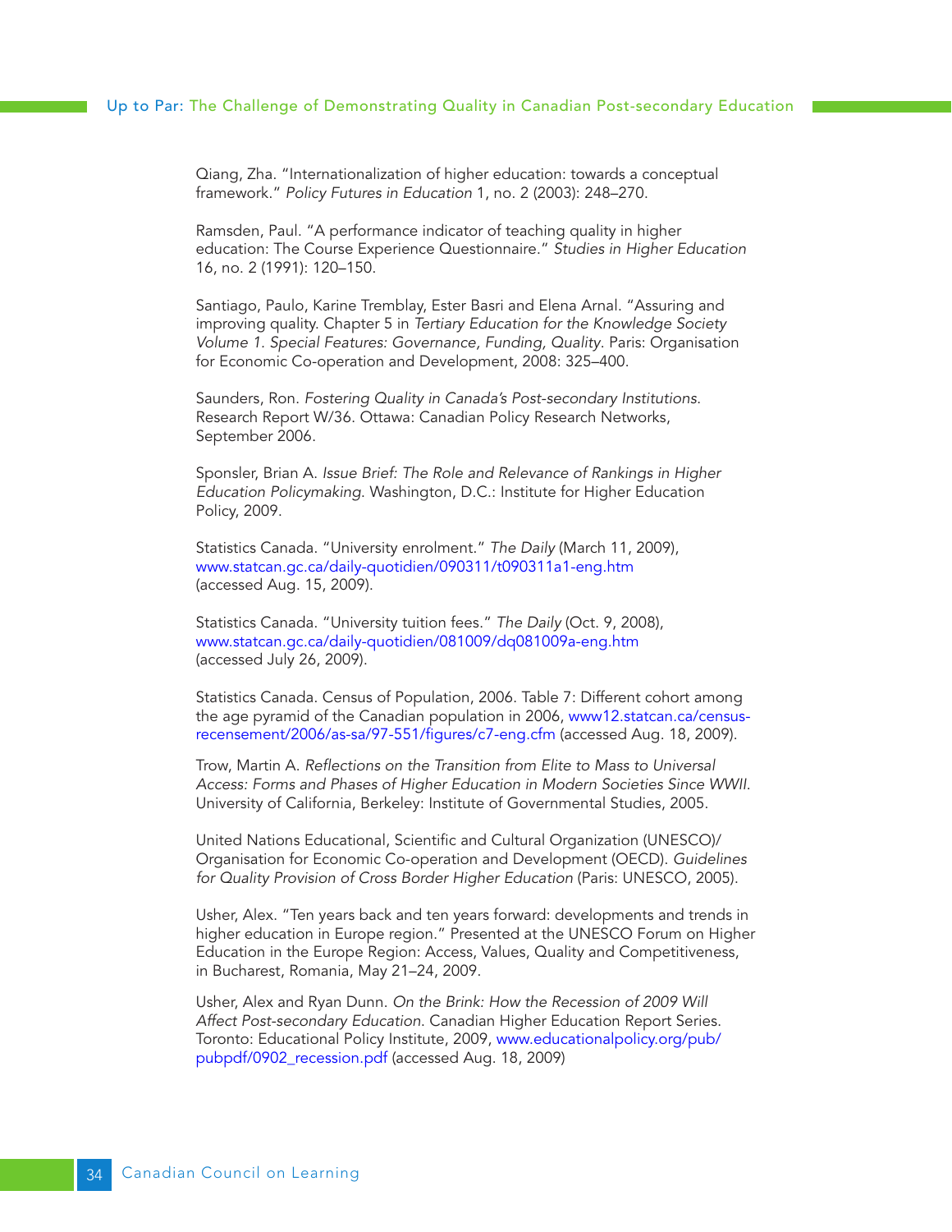Qiang, Zha. "Internationalization of higher education: towards a conceptual framework." *Policy Futures in Education* 1, no. 2 (2003): 248–270.

Ramsden, Paul. "A performance indicator of teaching quality in higher education: The Course Experience Questionnaire." *Studies in Higher Education* 16, no. 2 (1991): 120–150.

Santiago, Paulo, Karine Tremblay, Ester Basri and Elena Arnal. "Assuring and improving quality. Chapter 5 in *Tertiary Education for the Knowledge Society Volume 1. Special Features: Governance, Funding, Quality*. Paris: Organisation for Economic Co-operation and Development, 2008: 325–400.

Saunders, Ron. *Fostering Quality in Canada's Post-secondary Institutions*. Research Report W/36. Ottawa: Canadian Policy Research Networks, September 2006.

Sponsler, Brian A. *Issue Brief: The Role and Relevance of Rankings in Higher Education Policymaking*. Washington, D.C.: Institute for Higher Education Policy, 2009.

Statistics Canada. "University enrolment." *The Daily* (March 11, 2009), www.statcan.gc.ca/daily-quotidien/090311/t090311a1-eng.htm (accessed Aug. 15, 2009).

Statistics Canada. "University tuition fees." *The Daily* (Oct. 9, 2008), www.statcan.gc.ca/daily-quotidien/081009/dq081009a-eng.htm (accessed July 26, 2009).

Statistics Canada. Census of Population, 2006. Table 7: Different cohort among the age pyramid of the Canadian population in 2006, www12.statcan.ca/census-recensement/2006/as-sa/97-551/figures/c7-eng.cfm (accessed Aug. 18, 2009).

Trow, Martin A. *Reflections on the Transition from Elite to Mass to Universal Access: Forms and Phases of Higher Education in Modern Societies Since WWII*. University of California, Berkeley: Institute of Governmental Studies, 2005.

United Nations Educational, Scientific and Cultural Organization (UNESCO)/ Organisation for Economic Co-operation and Development (OECD). *Guidelines for Quality Provision of Cross Border Higher Education* (Paris: UNESCO, 2005).

Usher, Alex. "Ten years back and ten years forward: developments and trends in higher education in Europe region." Presented at the UNESCO Forum on Higher Education in the Europe Region: Access, Values, Quality and Competitiveness, in Bucharest, Romania, May 21–24, 2009.

Usher, Alex and Ryan Dunn. *On the Brink: How the Recession of 2009 Will Affect Post-secondary Education*. Canadian Higher Education Report Series. Toronto: Educational Policy Institute, 2009, www.educationalpolicy.org/pub/pubpdf/0902_recession.pdf (accessed Aug. 18, 2009)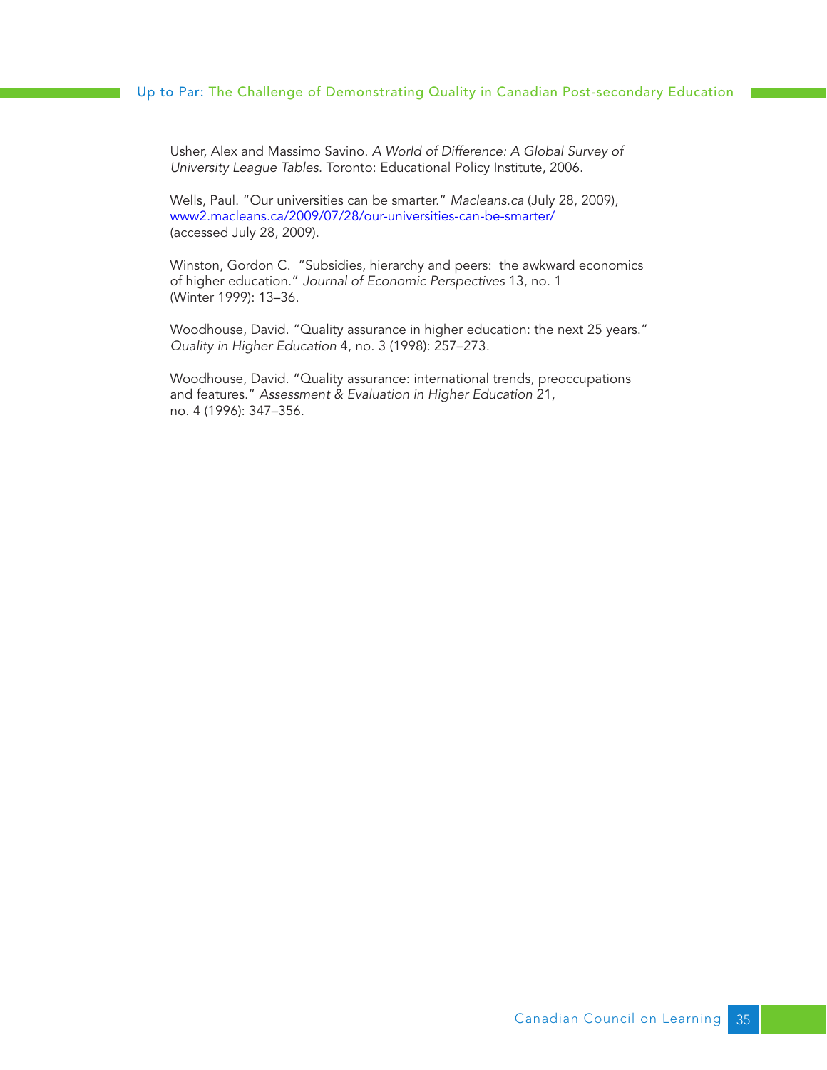Usher, Alex and Massimo Savino. *A World of Difference: A Global Survey of University League Tables.* Toronto: Educational Policy Institute, 2006.

Wells, Paul. "Our universities can be smarter." *Macleans.ca* (July 28, 2009), www2.macleans.ca/2009/07/28/our-universities-can-be-smarter/ (accessed July 28, 2009).

Winston, Gordon C. "Subsidies, hierarchy and peers: the awkward economics of higher education." *Journal of Economic Perspectives* 13, no. 1 (Winter 1999): 13–36.

Woodhouse, David. "Quality assurance in higher education: the next 25 years." *Quality in Higher Education* 4, no. 3 (1998): 257–273.

Woodhouse, David. "Quality assurance: international trends, preoccupations and features." *Assessment & Evaluation in Higher Education* 21, no. 4 (1996): 347–356.